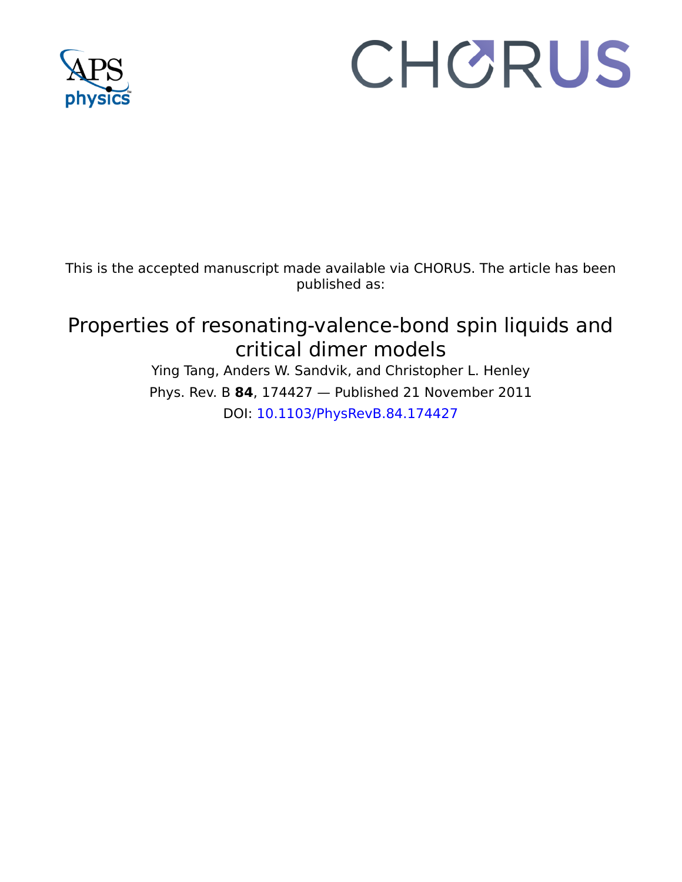This is the accepted manuscript made available via CHORUS. The article has been published as:

# Properties of resonating-valence-bond spin liquids and critical dimer models

Ying Tang, Anders W. Sandvik, and Christopher L. Henley

Phys. Rev. B **84**, 174427 — Published 21 November 2011

DOI: 10.1103/PhysRevB.84.174427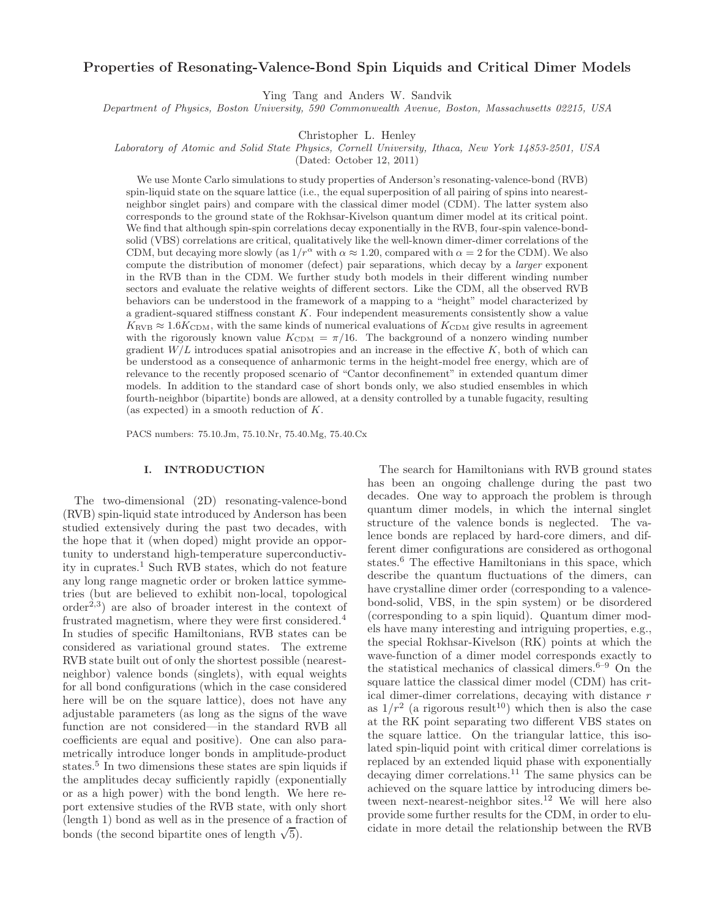# Properties of Resonating-Valence-Bond Spin Liquids and Critical Dimer Models

Ying Tang and Anders W. Sandvik

*Department of Physics, Boston University, 590 Commonwealth Avenue, Boston, Massachusetts 02215, USA*

Christopher L. Henley

*Laboratory of Atomic and Solid State Physics, Cornell University, Ithaca, New York 14853-2501, USA*

(Dated: October 12, 2011)

We use Monte Carlo simulations to study properties of Anderson's resonating-valence-bond (RVB) spin-liquid state on the square lattice (i.e., the equal superposition of all pairing of spins into nearest-neighbor singlet pairs) and compare with the classical dimer model (CDM). The latter system also corresponds to the ground state of the Rokhsar-Kivelson quantum dimer model at its critical point. We find that although spin-spin correlations decay exponentially in the RVB, four-spin valence-bond-solid (VBS) correlations are critical, qualitatively like the well-known dimer-dimer correlations of the CDM, but decaying more slowly (as $1/r^\alpha$ with $\alpha \approx 1.20$, compared with $\alpha = 2$ for the CDM). We also compute the distribution of monomer (defect) pair separations, which decay by a *larger* exponent in the RVB than in the CDM. We further study both models in their different winding number sectors and evaluate the relative weights of different sectors. Like the CDM, all the observed RVB behaviors can be understood in the framework of a mapping to a "height" model characterized by a gradient-squared stiffness constant $K$. Four independent measurements consistently show a value $K_{\rm RVB} \approx 1.6 K_{\rm CDM}$, with the same kinds of numerical evaluations of $K_{\rm CDM}$ give results in agreement with the rigorously known value $K_{\rm CDM} = \pi/16$. The background of a nonzero winding number gradient $W/L$ introduces spatial anisotropies and an increase in the effective $K$, both of which can be understood as a consequence of anharmonic terms in the height-model free energy, which are of relevance to the recently proposed scenario of "Cantor deconfinement" in extended quantum dimer models. In addition to the standard case of short bonds only, we also studied ensembles in which fourth-neighbor (bipartite) bonds are allowed, at a density controlled by a tunable fugacity, resulting (as expected) in a smooth reduction of $K$.

PACS numbers: 75.10.Jm, 75.10.Nr, 75.40.Mg, 75.40.Cx

## I. INTRODUCTION

The two-dimensional (2D) resonating-valence-bond (RVB) spin-liquid state introduced by Anderson has been studied extensively during the past two decades, with the hope that it (when doped) might provide an opportunity to understand high-temperature superconductivity in cuprates.[1] Such RVB states, which do not feature any long range magnetic order or broken lattice symmetries (but are believed to exhibit non-local, topological order[2,3]) are also of broader interest in the context of frustrated magnetism, where they were first considered.[4] In studies of specific Hamiltonians, RVB states can be considered as variational ground states. The extreme RVB state built out of only the shortest possible (nearest-neighbor) valence bonds (singlets), with equal weights for all bond configurations (which in the case considered here will be on the square lattice), does not have any adjustable parameters (as long as the signs of the wave function are not considered—in the standard RVB all coefficients are equal and positive). One can also parametrically introduce longer bonds in amplitude-product states.[5] In two dimensions these states are spin liquids if the amplitudes decay sufficiently rapidly (exponentially or as a high power) with the bond length. We here report extensive studies of the RVB state, with only short (length 1) bond as well as in the presence of a fraction of bonds (the second bipartite ones of length $\sqrt{5}$).

The search for Hamiltonians with RVB ground states has been an ongoing challenge during the past two decades. One way to approach the problem is through quantum dimer models, in which the internal singlet structure of the valence bonds is neglected. The valence bonds are replaced by hard-core dimers, and different dimer configurations are considered as orthogonal states.[6] The effective Hamiltonians in this space, which describe the quantum fluctuations of the dimers, can have crystalline dimer order (corresponding to a valence-bond-solid, VBS, in the spin system) or be disordered (corresponding to a spin liquid). Quantum dimer models have many interesting and intriguing properties, e.g., the special Rokhsar-Kivelson (RK) points at which the wave-function of a dimer model corresponds exactly to the statistical mechanics of classical dimers.[6–9] On the square lattice the classical dimer model (CDM) has critical dimer-dimer correlations, decaying with distance $r$ as $1/r^2$ (a rigorous result[10]) which then is also the case at the RK point separating two different VBS states on the square lattice. On the triangular lattice, this isolated spin-liquid point with critical dimer correlations is replaced by an extended liquid phase with exponentially decaying dimer correlations.[11] The same physics can be achieved on the square lattice by introducing dimers between next-nearest-neighbor sites.[12] We will here also provide some further results for the CDM, in order to elucidate in more detail the relationship between the RVB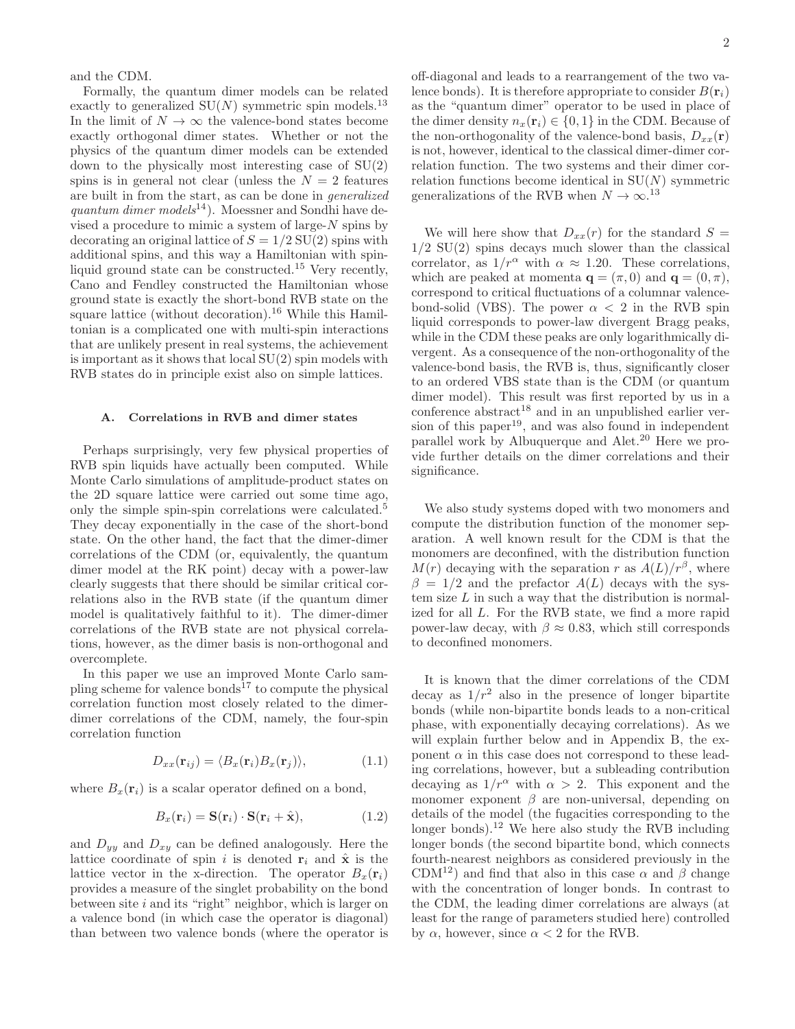and the CDM.

Formally, the quantum dimer models can be related exactly to generalized SU($N$) symmetric spin models.[13] In the limit of $N \to \infty$ the valence-bond states become exactly orthogonal dimer states. Whether or not the physics of the quantum dimer models can be extended down to the physically most interesting case of SU(2) spins is in general not clear (unless the $N = 2$ features are built in from the start, as can be done in *generalized quantum dimer models*[14]). Moessner and Sondhi have devised a procedure to mimic a system of large-$N$ spins by decorating an original lattice of $S = 1/2$ SU(2) spins with additional spins, and this way a Hamiltonian with spin-liquid ground state can be constructed.[15] Very recently, Cano and Fendley constructed the Hamiltonian whose ground state is exactly the short-bond RVB state on the square lattice (without decoration).[16] While this Hamiltonian is a complicated one with multi-spin interactions that are unlikely present in real systems, the achievement is important as it shows that local SU(2) spin models with RVB states do in principle exist also on simple lattices.

### A. Correlations in RVB and dimer states

Perhaps surprisingly, very few physical properties of RVB spin liquids have actually been computed. While Monte Carlo simulations of amplitude-product states on the 2D square lattice were carried out some time ago, only the simple spin-spin correlations were calculated.[5] They decay exponentially in the case of the short-bond state. On the other hand, the fact that the dimer-dimer correlations of the CDM (or, equivalently, the quantum dimer model at the RK point) decay with a power-law clearly suggests that there should be similar critical correlations also in the RVB state (if the quantum dimer model is qualitatively faithful to it). The dimer-dimer correlations of the RVB state are not physical correlations, however, as the dimer basis is non-orthogonal and overcomplete.

In this paper we use an improved Monte Carlo sampling scheme for valence bonds[17] to compute the physical correlation function most closely related to the dimer-dimer correlations of the CDM, namely, the four-spin correlation function

$$D_{xx}(\mathbf{r}_{ij}) = \langle B_x(\mathbf{r}_i) B_x(\mathbf{r}_j) \rangle, \tag{1.1}$$

where $B_x(\mathbf{r}_i)$ is a scalar operator defined on a bond,

$$B_x(\mathbf{r}_i) = \mathbf{S}(\mathbf{r}_i) \cdot \mathbf{S}(\mathbf{r}_i + \hat{\mathbf{x}}), \tag{1.2}$$

and $D_{yy}$ and $D_{xy}$ can be defined analogously. Here the lattice coordinate of spin $i$ is denoted $\mathbf{r}_i$ and $\hat{\mathbf{x}}$ is the lattice vector in the x-direction. The operator $B_x(\mathbf{r}_i)$ provides a measure of the singlet probability on the bond between site $i$ and its "right" neighbor, which is larger on a valence bond (in which case the operator is diagonal) than between two valence bonds (where the operator is off-diagonal and leads to a rearrangement of the two valence bonds). It is therefore appropriate to consider $B(\mathbf{r}_i)$ as the "quantum dimer" operator to be used in place of the dimer density $n_x(\mathbf{r}_i) \in \{0, 1\}$ in the CDM. Because of the non-orthogonality of the valence-bond basis, $D_{xx}(\mathbf{r})$ is not, however, identical to the classical dimer-dimer correlation function. The two systems and their dimer correlation functions become identical in SU($N$) symmetric generalizations of the RVB when $N \to \infty$.[13]

We will here show that $D_{xx}(r)$ for the standard $S = 1/2$ SU(2) spins decays much slower than the classical correlator, as $1/r^{\alpha}$ with $\alpha \approx 1.20$. These correlations, which are peaked at momenta $\mathbf{q} = (\pi, 0)$ and $\mathbf{q} = (0, \pi)$, correspond to critical fluctuations of a columnar valence-bond-solid (VBS). The power $\alpha < 2$ in the RVB spin liquid corresponds to power-law divergent Bragg peaks, while in the CDM these peaks are only logarithmically divergent. As a consequence of the non-orthogonality of the valence-bond basis, the RVB is, thus, significantly closer to an ordered VBS state than is the CDM (or quantum dimer model). This result was first reported by us in a conference abstract[18] and in an unpublished earlier version of this paper[19], and was also found in independent parallel work by Albuquerque and Alet.[20] Here we provide further details on the dimer correlations and their significance.

We also study systems doped with two monomers and compute the distribution function of the monomer separation. A well known result for the CDM is that the monomers are deconfined, with the distribution function $M(r)$ decaying with the separation $r$ as $A(L)/r^{\beta}$, where $\beta = 1/2$ and the prefactor $A(L)$ decays with the system size $L$ in such a way that the distribution is normalized for all $L$. For the RVB state, we find a more rapid power-law decay, with $\beta \approx 0.83$, which still corresponds to deconfined monomers.

It is known that the dimer correlations of the CDM decay as $1/r^2$ also in the presence of longer bipartite bonds (while non-bipartite bonds leads to a non-critical phase, with exponentially decaying correlations). As we will explain further below and in Appendix B, the exponent $\alpha$ in this case does not correspond to these leading correlations, however, but a subleading contribution decaying as $1/r^{\alpha}$ with $\alpha > 2$. This exponent and the monomer exponent $\beta$ are non-universal, depending on details of the model (the fugacities corresponding to the longer bonds).[12] We here also study the RVB including longer bonds (the second bipartite bond, which connects fourth-nearest neighbors as considered previously in the CDM[12]) and find that also in this case $\alpha$ and $\beta$ change with the concentration of longer bonds. In contrast to the CDM, the leading dimer correlations are always (at least for the range of parameters studied here) controlled by $\alpha$, however, since $\alpha < 2$ for the RVB.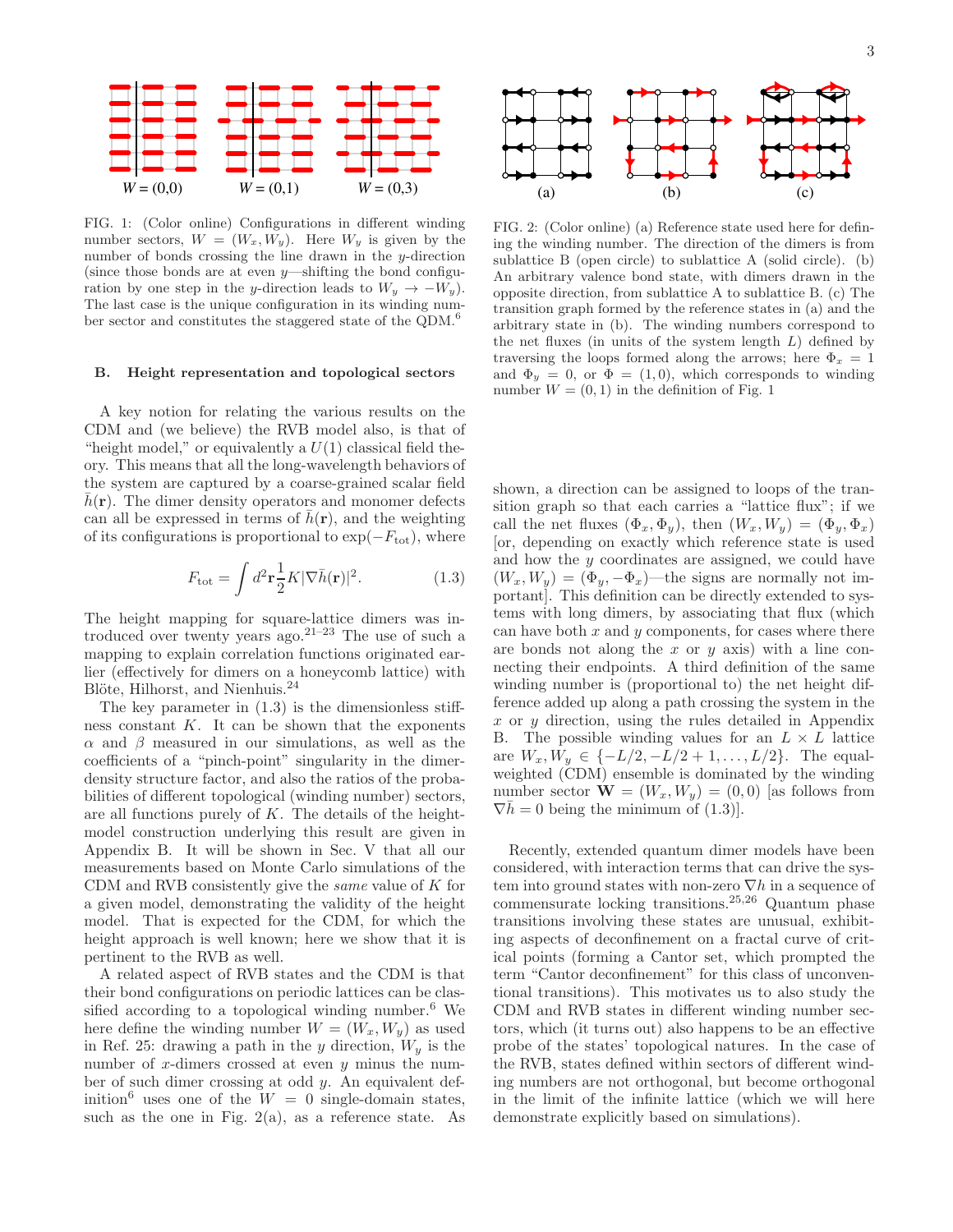FIG. 1: (Color online) Configurations in different winding number sectors, $W = (W_x, W_y)$. Here $W_y$ is given by the number of bonds crossing the line drawn in the $y$-direction (since those bonds are at even $y$—shifting the bond configuration by one step in the $y$-direction leads to $W_y \to -W_y$). The last case is the unique configuration in its winding number sector and constitutes the staggered state of the QDM.[6]

FIG. 2: (Color online) (a) Reference state used here for defining the winding number. The direction of the dimers is from sublattice B (open circle) to sublattice A (solid circle). (b) An arbitrary valence bond state, with dimers drawn in the opposite direction, from sublattice A to sublattice B. (c) The transition graph formed by the reference states in (a) and the arbitrary state in (b). The winding numbers correspond to the net fluxes (in units of the system length $L$) defined by traversing the loops formed along the arrows; here $\Phi_x = 1$ and $\Phi_y = 0$, or $\Phi = (1, 0)$, which corresponds to winding number $W = (0, 1)$ in the definition of Fig. 1

### B. Height representation and topological sectors

A key notion for relating the various results on the CDM and (we believe) the RVB model also, is that of "height model," or equivalently a $U(1)$ classical field theory. This means that all the long-wavelength behaviors of the system are captured by a coarse-grained scalar field $\bar{h}(\mathbf{r})$. The dimer density operators and monomer defects can all be expressed in terms of $\bar{h}(\mathbf{r})$, and the weighting of its configurations is proportional to $\exp(-F_{\rm tot})$, where

$$F_{\rm tot} = \int d^2\mathbf{r} \frac{1}{2} K |\nabla \bar{h}(\mathbf{r})|^2. \tag{1.3}$$

The height mapping for square-lattice dimers was introduced over twenty years ago.[21–23] The use of such a mapping to explain correlation functions originated earlier (effectively for dimers on a honeycomb lattice) with Blöte, Hilhorst, and Nienhuis.[24]

The key parameter in (1.3) is the dimensionless stiffness constant $K$. It can be shown that the exponents $\alpha$ and $\beta$ measured in our simulations, as well as the coefficients of a "pinch-point" singularity in the dimer-density structure factor, and also the ratios of the probabilities of different topological (winding number) sectors, are all functions purely of $K$. The details of the height-model construction underlying this result are given in Appendix B. It will be shown in Sec. V that all our measurements based on Monte Carlo simulations of the CDM and RVB consistently give the *same* value of $K$ for a given model, demonstrating the validity of the height model. That is expected for the CDM, for which the height approach is well known; here we show that it is pertinent to the RVB as well.

A related aspect of RVB states and the CDM is that their bond configurations on periodic lattices can be classified according to a topological winding number.[6] We here define the winding number $W = (W_x, W_y)$ as used in Ref. 25: drawing a path in the $y$ direction, $W_y$ is the number of $x$-dimers crossed at even $y$ minus the number of such dimer crossing at odd $y$. An equivalent definition[6] uses one of the $W = 0$ single-domain states, such as the one in Fig. 2(a), as a reference state. As shown, a direction can be assigned to loops of the transition graph so that each carries a "lattice flux"; if we call the net fluxes $(\Phi_x, \Phi_y)$, then $(W_x, W_y) = (\Phi_y, \Phi_x)$ [or, depending on exactly which reference state is used and how the $y$ coordinates are assigned, we could have $(W_x, W_y) = (\Phi_y, -\Phi_x)$—the signs are normally not important]. This definition can be directly extended to systems with long dimers, by associating that flux (which can have both $x$ and $y$ components, for cases where there are bonds not along the $x$ or $y$ axis) with a line connecting their endpoints. A third definition of the same winding number is (proportional to) the net height difference added up along a path crossing the system in the $x$ or $y$ direction, using the rules detailed in Appendix B. The possible winding values for an $L \times L$ lattice are $W_x, W_y \in \{-L/2, -L/2+1, \ldots, L/2\}$. The equal-weighted (CDM) ensemble is dominated by the winding number sector $\mathbf{W} = (W_x, W_y) = (0, 0)$ [as follows from $\nabla \bar{h} = 0$ being the minimum of (1.3)].

Recently, extended quantum dimer models have been considered, with interaction terms that can drive the system into ground states with non-zero $\nabla h$ in a sequence of commensurate locking transitions.[25,26] Quantum phase transitions involving these states are unusual, exhibiting aspects of deconfinement on a fractal curve of critical points (forming a Cantor set, which prompted the term "Cantor deconfinement" for this class of unconventional transitions). This motivates us to also study the CDM and RVB states in different winding number sectors, which (it turns out) also happens to be an effective probe of the states' topological natures. In the case of the RVB, states defined within sectors of different winding numbers are not orthogonal, but become orthogonal in the limit of the infinite lattice (which we will here demonstrate explicitly based on simulations).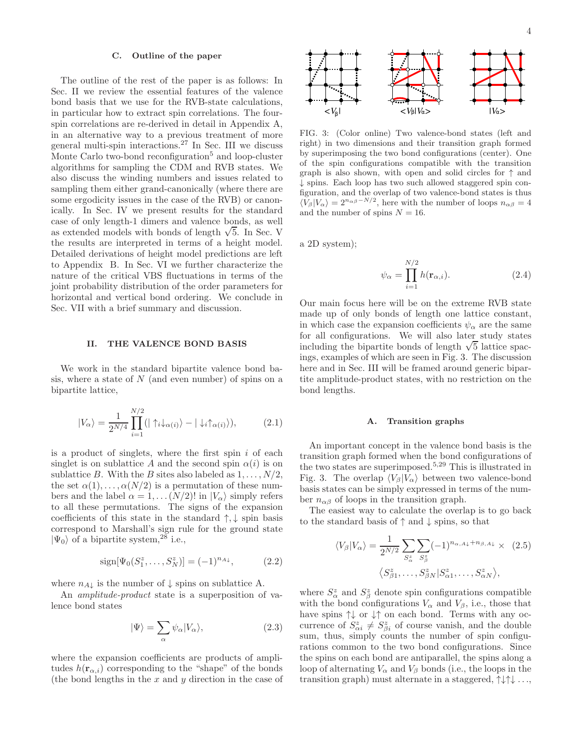### C. Outline of the paper

The outline of the rest of the paper is as follows: In Sec. II we review the essential features of the valence bond basis that we use for the RVB-state calculations, in particular how to extract spin correlations. The four-spin correlations are re-derived in detail in Appendix A, in an alternative way to a previous treatment of more general multi-spin interactions.[27] In Sec. III we discuss Monte Carlo two-bond reconfiguration[5] and loop-cluster algorithms for sampling the CDM and RVB states. We also discuss the winding numbers and issues related to sampling them either grand-canonically (where there are some ergodicity issues in the case of the RVB) or canonically. In Sec. IV we present results for the standard case of only length-1 dimers and valence bonds, as well as extended models with bonds of length $\sqrt{5}$. In Sec. V the results are interpreted in terms of a height model. Detailed derivations of height model predictions are left to Appendix B. In Sec. VI we further characterize the nature of the critical VBS fluctuations in terms of the joint probability distribution of the order parameters for horizontal and vertical bond ordering. We conclude in Sec. VII with a brief summary and discussion.

## II. THE VALENCE BOND BASIS

We work in the standard bipartite valence bond basis, where a state of $N$ (and even number) of spins on a bipartite lattice,

$$|V_\alpha\rangle = \frac{1}{2^{N/4}} \prod_{i=1}^{N/2} (|\uparrow_i \downarrow_{\alpha(i)}\rangle - |\downarrow_i \uparrow_{\alpha(i)}\rangle), \tag{2.1}$$

is a product of singlets, where the first spin $i$ of each singlet is on sublattice $A$ and the second spin $\alpha(i)$ is on sublattice $B$. With the $B$ sites also labeled as $1,\ldots,N/2$, the set $\alpha(1),\ldots,\alpha(N/2)$ is a permutation of these numbers and the label $\alpha = 1,\ldots(N/2)!$ in $|V_\alpha\rangle$ simply refers to all these permutations. The signs of the expansion coefficients of this state in the standard $\uparrow,\downarrow$ spin basis correspond to Marshall's sign rule for the ground state $|\Psi_0\rangle$ of a bipartite system,[28] i.e.,

$$\text{sign}[\Psi_0(S_1^z,\ldots,S_N^z)] = (-1)^{n_{A\downarrow}}, \tag{2.2}$$

where $n_{A\downarrow}$ is the number of $\downarrow$ spins on sublattice A.

An *amplitude-product* state is a superposition of valence bond states

$$|\Psi\rangle = \sum_\alpha \psi_\alpha |V_\alpha\rangle, \tag{2.3}$$

where the expansion coefficients are products of amplitudes $h(\mathbf{r}_{\alpha,i})$ corresponding to the "shape" of the bonds (the bond lengths in the $x$ and $y$ direction in the case of a 2D system);

$$\psi_\alpha = \prod_{i=1}^{N/2} h(\mathbf{r}_{\alpha,i}). \tag{2.4}$$

Our main focus here will be on the extreme RVB state made up of only bonds of length one lattice constant, in which case the expansion coefficients $\psi_\alpha$ are the same for all configurations. We will also later study states including the bipartite bonds of length $\sqrt{5}$ lattice spacings, examples of which are seen in Fig. 3. The discussion here and in Sec. III will be framed around generic bipartite amplitude-product states, with no restriction on the bond lengths.

FIG. 3: (Color online) Two valence-bond states (left and right) in two dimensions and their transition graph formed by superimposing the two bond configurations (center). One of the spin configurations compatible with the transition graph is also shown, with open and solid circles for $\uparrow$ and $\downarrow$ spins. Each loop has two such allowed staggered spin configuration, and the overlap of two valence-bond states is thus $\langle V_\beta|V_\alpha\rangle = 2^{n_{\alpha\beta}-N/2}$, here with the number of loops $n_{\alpha\beta} = 4$ and the number of spins $N = 16$.

### A. Transition graphs

An important concept in the valence bond basis is the transition graph formed when the bond configurations of the two states are superimposed.[5,29] This is illustrated in Fig. 3. The overlap $\langle V_\beta|V_\alpha\rangle$ between two valence-bond basis states can be simply expressed in terms of the number $n_{\alpha\beta}$ of loops in the transition graph.

The easiest way to calculate the overlap is to go back to the standard basis of $\uparrow$ and $\downarrow$ spins, so that

$$\langle V_\beta|V_\alpha\rangle = \frac{1}{2^{N/2}} \sum_{S_\alpha^z} \sum_{S_\beta^z} (-1)^{n_{\alpha,A\downarrow}+n_{\beta,A\downarrow}} \times \tag{2.5}$$
$$\langle S_{\beta 1}^z,\ldots,S_{\beta N}^z|S_{\alpha 1}^z,\ldots,S_{\alpha N}^z\rangle,$$

where $S_\alpha^z$ and $S_\beta^z$ denote spin configurations compatible with the bond configurations $V_\alpha$ and $V_\beta$, i.e., those that have spins $\uparrow\downarrow$ or $\downarrow\uparrow$ on each bond. Terms with any occurrence of $S_{\alpha i}^z \neq S_{\beta i}^z$ of course vanish, and the double sum, thus, simply counts the number of spin configurations common to the two bond configurations. Since the spins on each bond are antiparallel, the spins along a loop of alternating $V_\alpha$ and $V_\beta$ bonds (i.e., the loops in the transition graph) must alternate in a staggered, $\uparrow\downarrow\uparrow\downarrow\ldots$,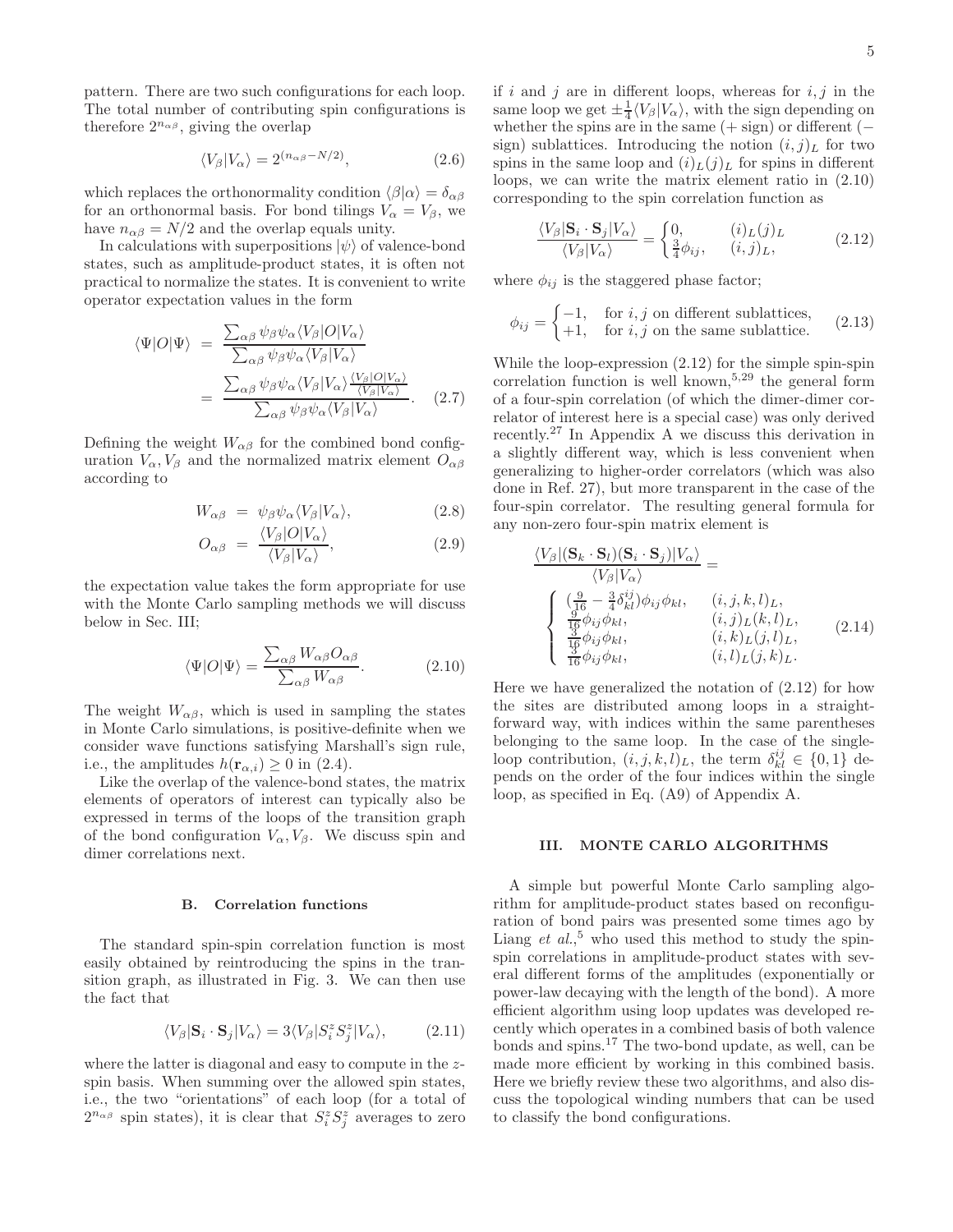pattern. There are two such configurations for each loop. The total number of contributing spin configurations is therefore $2^{n_{\alpha\beta}}$, giving the overlap

$$\langle V_\beta | V_\alpha \rangle = 2^{(n_{\alpha\beta} - N/2)}, \tag{2.6}$$

which replaces the orthonormality condition $\langle \beta | \alpha \rangle = \delta_{\alpha\beta}$ for an orthonormal basis. For bond tilings $V_\alpha = V_\beta$, we have $n_{\alpha\beta} = N/2$ and the overlap equals unity.

In calculations with superpositions $|\psi\rangle$ of valence-bond states, such as amplitude-product states, it is often not practical to normalize the states. It is convenient to write operator expectation values in the form

$$\begin{aligned}
\langle \Psi | O | \Psi \rangle &= \frac{\sum_{\alpha\beta} \psi_\beta \psi_\alpha \langle V_\beta | O | V_\alpha \rangle}{\sum_{\alpha\beta} \psi_\beta \psi_\alpha \langle V_\beta | V_\alpha \rangle} \\
&= \frac{\sum_{\alpha\beta} \psi_\beta \psi_\alpha \langle V_\beta | V_\alpha \rangle \frac{\langle V_\beta | O | V_\alpha \rangle}{\langle V_\beta | V_\alpha \rangle}}{\sum_{\alpha\beta} \psi_\beta \psi_\alpha \langle V_\beta | V_\alpha \rangle}.
\end{aligned} \tag{2.7}$$

Defining the weight $W_{\alpha\beta}$ for the combined bond configuration $V_\alpha, V_\beta$ and the normalized matrix element $O_{\alpha\beta}$ according to

$$W_{\alpha\beta} = \psi_\beta \psi_\alpha \langle V_\beta | V_\alpha \rangle, \tag{2.8}$$

$$O_{\alpha\beta} = \frac{\langle V_\beta | O | V_\alpha \rangle}{\langle V_\beta | V_\alpha \rangle}, \tag{2.9}$$

the expectation value takes the form appropriate for use with the Monte Carlo sampling methods we will discuss below in Sec. III;

$$\langle \Psi | O | \Psi \rangle = \frac{\sum_{\alpha\beta} W_{\alpha\beta} O_{\alpha\beta}}{\sum_{\alpha\beta} W_{\alpha\beta}}. \tag{2.10}$$

The weight $W_{\alpha\beta}$, which is used in sampling the states in Monte Carlo simulations, is positive-definite when we consider wave functions satisfying Marshall's sign rule, i.e., the amplitudes $h(\mathbf{r}_{\alpha,i}) \geq 0$ in (2.4).

Like the overlap of the valence-bond states, the matrix elements of operators of interest can typically also be expressed in terms of the loops of the transition graph of the bond configuration $V_\alpha, V_\beta$. We discuss spin and dimer correlations next.

### B. Correlation functions

The standard spin-spin correlation function is most easily obtained by reintroducing the spins in the transition graph, as illustrated in Fig. 3. We can then use the fact that

$$\langle V_\beta | \mathbf{S}_i \cdot \mathbf{S}_j | V_\alpha \rangle = 3 \langle V_\beta | S^z_i S^z_j | V_\alpha \rangle, \tag{2.11}$$

where the latter is diagonal and easy to compute in the $z$-spin basis. When summing over the allowed spin states, i.e., the two "orientations" of each loop (for a total of $2^{n_{\alpha\beta}}$ spin states), it is clear that $S^z_i S^z_j$ averages to zero if $i$ and $j$ are in different loops, whereas for $i,j$ in the same loop we get $\pm\frac{1}{4}\langle V_\beta | V_\alpha \rangle$, with the sign depending on whether the spins are in the same (+ sign) or different (− sign) sublattices. Introducing the notion $(i,j)_L$ for two spins in the same loop and $(i)_L(j)_L$ for spins in different loops, we can write the matrix element ratio in (2.10) corresponding to the spin correlation function as

$$\frac{\langle V_\beta | \mathbf{S}_i \cdot \mathbf{S}_j | V_\alpha \rangle}{\langle V_\beta | V_\alpha \rangle} = \begin{cases} 0, & (i)_L(j)_L \\ \frac{3}{4}\phi_{ij}, & (i,j)_L, \end{cases} \tag{2.12}$$

where $\phi_{ij}$ is the staggered phase factor;

$$\phi_{ij} = \begin{cases} -1, & \text{for } i,j \text{ on different sublattices,} \\ +1, & \text{for } i,j \text{ on the same sublattice.} \end{cases} \tag{2.13}$$

While the loop-expression (2.12) for the simple spin-spin correlation function is well known,[5,29] the general form of a four-spin correlation (of which the dimer-dimer correlator of interest here is a special case) was only derived recently.[27] In Appendix A we discuss this derivation in a slightly different way, which is less convenient when generalizing to higher-order correlators (which was also done in Ref. 27), but more transparent in the case of the four-spin correlator. The resulting general formula for any non-zero four-spin matrix element is

$$\frac{\langle V_\beta | (\mathbf{S}_k \cdot \mathbf{S}_l)(\mathbf{S}_i \cdot \mathbf{S}_j) | V_\alpha \rangle}{\langle V_\beta | V_\alpha \rangle} =
\begin{cases}
(\frac{9}{16} - \frac{3}{4}\delta^{ij}_{kl})\phi_{ij}\phi_{kl}, & (i,j,k,l)_L, \\
\frac{9}{16}\phi_{ij}\phi_{kl}, & (i,j)_L(k,l)_L, \\
\frac{3}{16}\phi_{ij}\phi_{kl}, & (i,k)_L(j,l)_L, \\
\frac{3}{16}\phi_{ij}\phi_{kl}, & (i,l)_L(j,k)_L.
\end{cases} \tag{2.14}$$

Here we have generalized the notation of (2.12) for how the sites are distributed among loops in a straightforward way, with indices within the same parentheses belonging to the same loop. In the case of the single-loop contribution, $(i,j,k,l)_L$, the term $\delta^{ij}_{kl} \in \{0,1\}$ depends on the order of the four indices within the single loop, as specified in Eq. (A9) of Appendix A.

## III. MONTE CARLO ALGORITHMS

A simple but powerful Monte Carlo sampling algorithm for amplitude-product states based on reconfiguration of bond pairs was presented some times ago by Liang *et al.*,[5] who used this method to study the spin-spin correlations in amplitude-product states with several different forms of the amplitudes (exponentially or power-law decaying with the length of the bond). A more efficient algorithm using loop updates was developed recently which operates in a combined basis of both valence bonds and spins.[17] The two-bond update, as well, can be made more efficient by working in this combined basis. Here we briefly review these two algorithms, and also discuss the topological winding numbers that can be used to classify the bond configurations.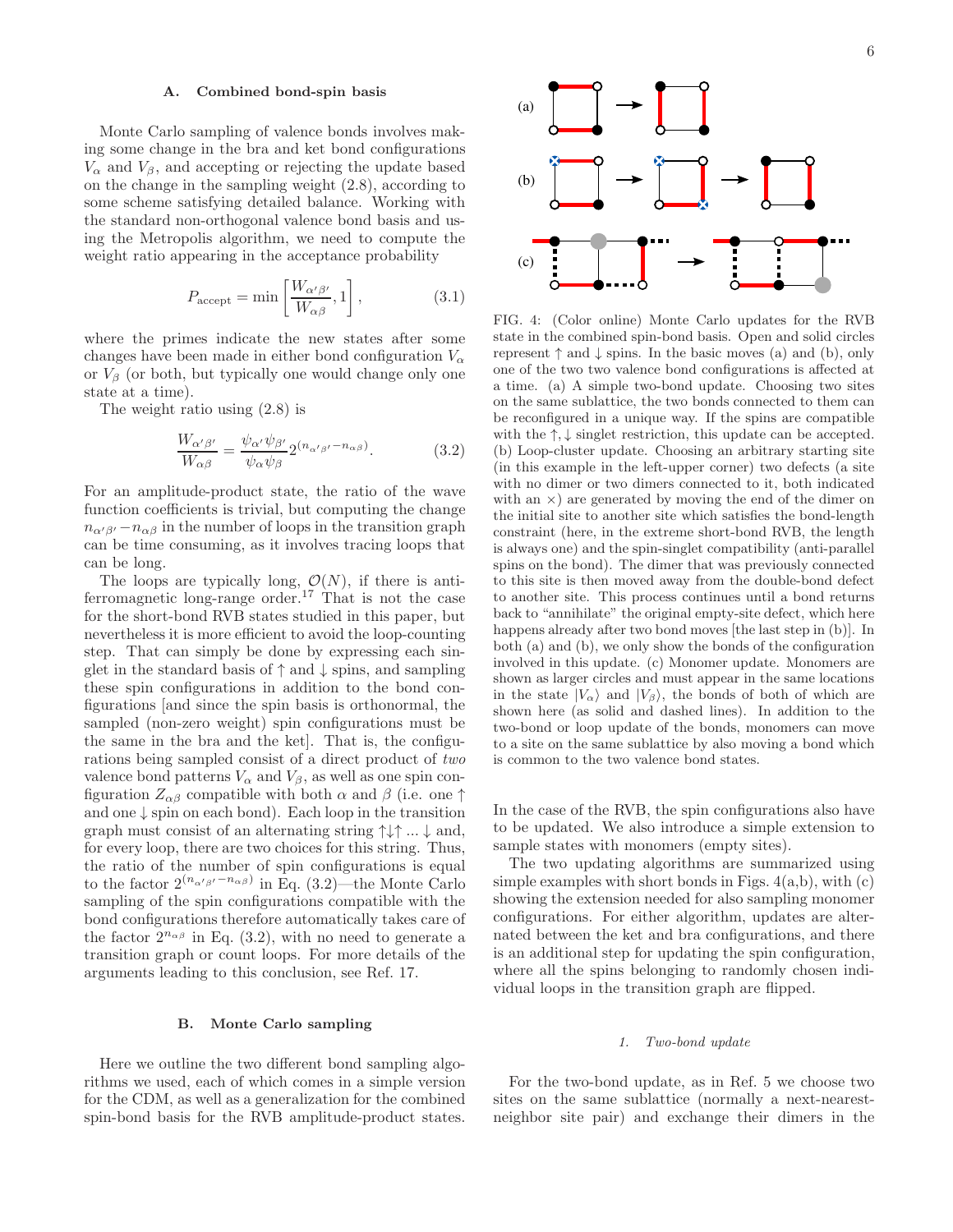### A. Combined bond-spin basis

Monte Carlo sampling of valence bonds involves making some change in the bra and ket bond configurations $V_\alpha$ and $V_\beta$, and accepting or rejecting the update based on the change in the sampling weight (2.8), according to some scheme satisfying detailed balance. Working with the standard non-orthogonal valence bond basis and using the Metropolis algorithm, we need to compute the weight ratio appearing in the acceptance probability

$$P_{\rm accept} = \min\left[\frac{W_{\alpha'\beta'}}{W_{\alpha\beta}}, 1\right], \tag{3.1}$$

where the primes indicate the new states after some changes have been made in either bond configuration $V_\alpha$ or $V_\beta$ (or both, but typically one would change only one state at a time).

The weight ratio using (2.8) is

$$\frac{W_{\alpha'\beta'}}{W_{\alpha\beta}} = \frac{\psi_{\alpha'}\psi_{\beta'}}{\psi_\alpha\psi_\beta} 2^{(n_{\alpha'\beta'}-n_{\alpha\beta})}. \tag{3.2}$$

For an amplitude-product state, the ratio of the wave function coefficients is trivial, but computing the change $n_{\alpha'\beta'} - n_{\alpha\beta}$ in the number of loops in the transition graph can be time consuming, as it involves tracing loops that can be long.

The loops are typically long, $\mathcal{O}(N)$, if there is antiferromagnetic long-range order.[17] That is not the case for the short-bond RVB states studied in this paper, but nevertheless it is more efficient to avoid the loop-counting step. That can simply be done by expressing each singlet in the standard basis of $\uparrow$ and $\downarrow$ spins, and sampling these spin configurations in addition to the bond configurations [and since the spin basis is orthonormal, the sampled (non-zero weight) spin configurations must be the same in the bra and the ket]. That is, the configurations being sampled consist of a direct product of *two* valence bond patterns $V_\alpha$ and $V_\beta$, as well as one spin configuration $Z_{\alpha\beta}$ compatible with both $\alpha$ and $\beta$ (i.e. one $\uparrow$ and one $\downarrow$ spin on each bond). Each loop in the transition graph must consist of an alternating string $\uparrow\downarrow\uparrow ... \downarrow$ and, for every loop, there are two choices for this string. Thus, the ratio of the number of spin configurations is equal to the factor $2^{(n_{\alpha'\beta'}-n_{\alpha\beta})}$ in Eq. (3.2)—the Monte Carlo sampling of the spin configurations compatible with the bond configurations therefore automatically takes care of the factor $2^{n_{\alpha\beta}}$ in Eq. (3.2), with no need to generate a transition graph or count loops. For more details of the arguments leading to this conclusion, see Ref. 17.

### B. Monte Carlo sampling

Here we outline the two different bond sampling algorithms we used, each of which comes in a simple version for the CDM, as well as a generalization for the combined spin-bond basis for the RVB amplitude-product states.

FIG. 4: (Color online) Monte Carlo updates for the RVB state in the combined spin-bond basis. Open and solid circles represent $\uparrow$ and $\downarrow$ spins. In the basic moves (a) and (b), only one of the two valence bond configurations is affected at a time. (a) A simple two-bond update. Choosing two sites on the same sublattice, the two bonds connected to them can be reconfigured in a unique way. If the spins are compatible with the $\uparrow,\downarrow$ singlet restriction, this update can be accepted. (b) Loop-cluster update. Choosing an arbitrary starting site (in this example in the left-upper corner) two defects (a site with no dimer or two dimers connected to it, both indicated with an $\times$) are generated by moving the end of the dimer on the initial site to another site which satisfies the bond-length constraint (here, in the extreme short-bond RVB, the length is always one) and the spin-singlet compatibility (anti-parallel spins on the bond). The dimer that was previously connected to this site is then moved away from the double-bond defect to another site. This process continues until a bond returns back to "annihilate" the original empty-site defect, which here happens already after two bond moves [the last step in (b)]. In both (a) and (b), we only show the bonds of the configuration involved in this update. (c) Monomer update. Monomers are shown as larger circles and must appear in the same locations in the state $|V_\alpha\rangle$ and $|V_\beta\rangle$, the bonds of both of which are shown here (as solid and dashed lines). In addition to the two-bond or loop update of the bonds, monomers can move to a site on the same sublattice by also moving a bond which is common to the two valence bond states.

In the case of the RVB, the spin configurations also have to be updated. We also introduce a simple extension to sample states with monomers (empty sites).

The two updating algorithms are summarized using simple examples with short bonds in Figs. 4(a,b), with (c) showing the extension needed for also sampling monomer configurations. For either algorithm, updates are alternated between the ket and bra configurations, and there is an additional step for updating the spin configuration, where all the spins belonging to randomly chosen individual loops in the transition graph are flipped.

#### 1. Two-bond update

For the two-bond update, as in Ref. 5 we choose two sites on the same sublattice (normally a next-nearest-neighbor site pair) and exchange their dimers in the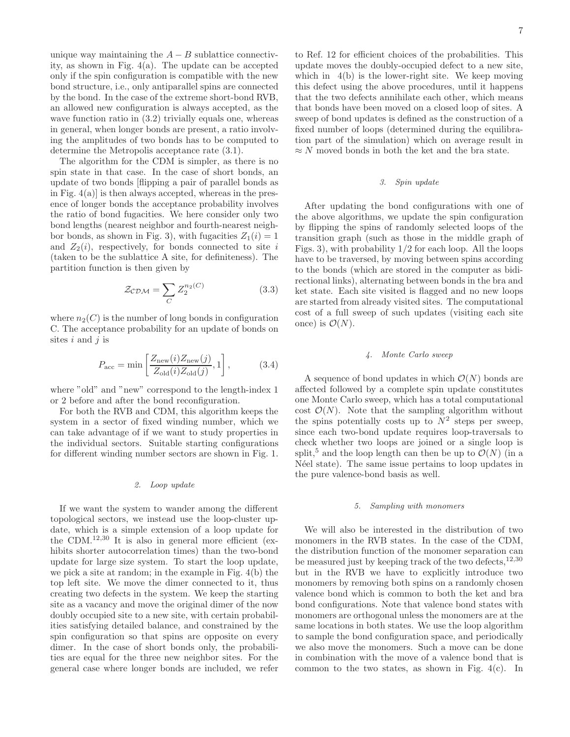unique way maintaining the $A-B$ sublattice connectivity, as shown in Fig. 4(a). The update can be accepted only if the spin configuration is compatible with the new bond structure, i.e., only antiparallel spins are connected by the bond. In the case of the extreme short-bond RVB, an allowed new configuration is always accepted, as the wave function ratio in (3.2) trivially equals one, whereas in general, when longer bonds are present, a ratio involving the amplitudes of two bonds has to be computed to determine the Metropolis acceptance rate (3.1).

The algorithm for the CDM is simpler, as there is no spin state in that case. In the case of short bonds, an update of two bonds [flipping a pair of parallel bonds as in Fig. 4(a)] is then always accepted, whereas in the presence of longer bonds the acceptance probability involves the ratio of bond fugacities. We here consider only two bond lengths (nearest neighbor and fourth-nearest neighbor bonds, as shown in Fig. 3), with fugacities $Z_1(i)=1$ and $Z_2(i)$, respectively, for bonds connected to site $i$ (taken to be the sublattice A site, for definiteness). The partition function is then given by

$$\mathcal{Z}_{\mathcal{CDM}} = \sum_{C} Z_2^{n_2(C)} \tag{3.3}$$

where $n_2(C)$ is the number of long bonds in configuration C. The acceptance probability for an update of bonds on sites $i$ and $j$ is

$$P_{\rm acc} = \min\left[\frac{Z_{\rm new}(i)Z_{\rm new}(j)}{Z_{\rm old}(i)Z_{\rm old}(j)}, 1\right], \tag{3.4}$$

where "old" and "new" correspond to the length-index 1 or 2 before and after the bond reconfiguration.

For both the RVB and CDM, this algorithm keeps the system in a sector of fixed winding number, which we can take advantage of if we want to study properties in the individual sectors. Suitable starting configurations for different winding number sectors are shown in Fig. 1.

#### *2. Loop update*

If we want the system to wander among the different topological sectors, we instead use the loop-cluster update, which is a simple extension of a loop update for the CDM.[12,30] It is also in general more efficient (exhibits shorter autocorrelation times) than the two-bond update for large size system. To start the loop update, we pick a site at random; in the example in Fig. 4(b) the top left site. We move the dimer connected to it, thus creating two defects in the system. We keep the starting site as a vacancy and move the original dimer of the now doubly occupied site to a new site, with certain probabilities satisfying detailed balance, and constrained by the spin configuration so that spins are opposite on every dimer. In the case of short bonds only, the probabilities are equal for the three new neighbor sites. For the general case where longer bonds are included, we refer to Ref. 12 for efficient choices of the probabilities. This update moves the doubly-occupied defect to a new site, which in 4(b) is the lower-right site. We keep moving this defect using the above procedures, until it happens that the two defects annihilate each other, which means that bonds have been moved on a closed loop of sites. A sweep of bond updates is defined as the construction of a fixed number of loops (determined during the equilibration part of the simulation) which on average result in $\approx N$ moved bonds in both the ket and the bra state.

#### *3. Spin update*

After updating the bond configurations with one of the above algorithms, we update the spin configuration by flipping the spins of randomly selected loops of the transition graph (such as those in the middle graph of Figs. 3), with probability 1/2 for each loop. All the loops have to be traversed, by moving between spins according to the bonds (which are stored in the computer as bidirectional links), alternating between bonds in the bra and ket state. Each site visited is flagged and no new loops are started from already visited sites. The computational cost of a full sweep of such updates (visiting each site once) is $\mathcal{O}(N)$.

#### *4. Monte Carlo sweep*

A sequence of bond updates in which $\mathcal{O}(N)$ bonds are affected followed by a complete spin update constitutes one Monte Carlo sweep, which has a total computational cost $\mathcal{O}(N)$. Note that the sampling algorithm without the spins potentially costs up to $N^2$ steps per sweep, since each two-bond update requires loop-traversals to check whether two loops are joined or a single loop is split,[5] and the loop length can then be up to $\mathcal{O}(N)$ (in a Néel state). The same issue pertains to loop updates in the pure valence-bond basis as well.

#### *5. Sampling with monomers*

We will also be interested in the distribution of two monomers in the RVB states. In the case of the CDM, the distribution function of the monomer separation can be measured just by keeping track of the two defects,[12,30] but in the RVB we have to explicitly introduce two monomers by removing both spins on a randomly chosen valence bond which is common to both the ket and bra bond configurations. Note that valence bond states with monomers are orthogonal unless the monomers are at the same locations in both states. We use the loop algorithm to sample the bond configuration space, and periodically we also move the monomers. Such a move can be done in combination with the move of a valence bond that is common to the two states, as shown in Fig. 4(c). In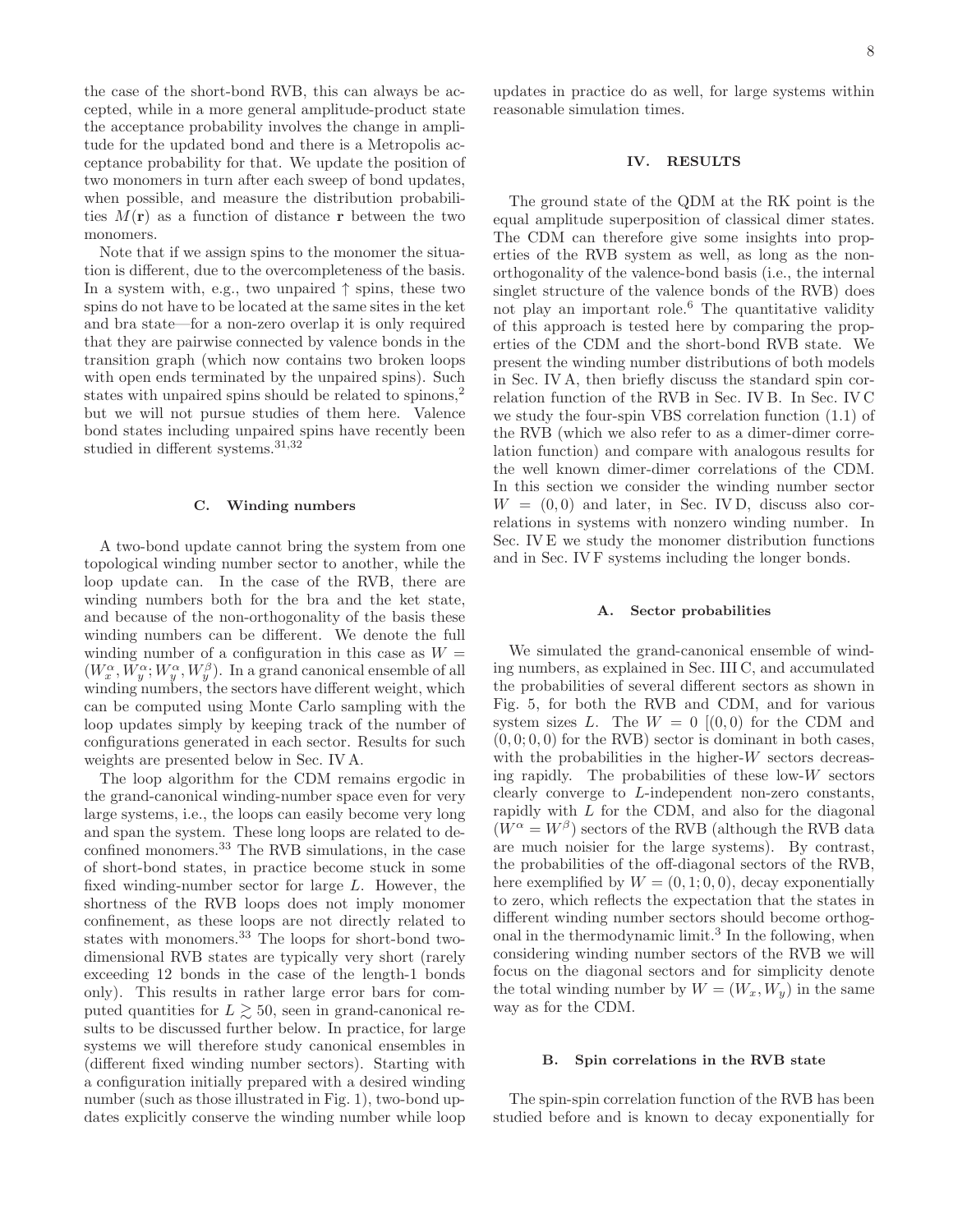the case of the short-bond RVB, this can always be accepted, while in a more general amplitude-product state the acceptance probability involves the change in amplitude for the updated bond and there is a Metropolis acceptance probability for that. We update the position of two monomers in turn after each sweep of bond updates, when possible, and measure the distribution probabilities $M(\mathbf{r})$ as a function of distance $\mathbf{r}$ between the two monomers.

Note that if we assign spins to the monomer the situation is different, due to the overcompleteness of the basis. In a system with, e.g., two unpaired $\uparrow$ spins, these two spins do not have to be located at the same sites in the ket and bra state—for a non-zero overlap it is only required that they are pairwise connected by valence bonds in the transition graph (which now contains two broken loops with open ends terminated by the unpaired spins). Such states with unpaired spins should be related to spinons,[2] but we will not pursue studies of them here. Valence bond states including unpaired spins have recently been studied in different systems.[31,32]

### C. Winding numbers

A two-bond update cannot bring the system from one topological winding number sector to another, while the loop update can. In the case of the RVB, there are winding numbers both for the bra and the ket state, and because of the non-orthogonality of the basis these winding numbers can be different. We denote the full winding number of a configuration in this case as $W = (W_x^\alpha, W_y^\alpha; W_x^\alpha, W_y^\beta)$. In a grand canonical ensemble of all winding numbers, the sectors have different weight, which can be computed using Monte Carlo sampling with the loop updates simply by keeping track of the number of configurations generated in each sector. Results for such weights are presented below in Sec. IV A.

The loop algorithm for the CDM remains ergodic in the grand-canonical winding-number space even for very large systems, i.e., the loops can easily become very long and span the system. These long loops are related to deconfined monomers.[33] The RVB simulations, in the case of short-bond states, in practice become stuck in some fixed winding-number sector for large $L$. However, the shortness of the RVB loops does not imply monomer confinement, as these loops are not directly related to states with monomers.[33] The loops for short-bond two-dimensional RVB states are typically very short (rarely exceeding 12 bonds in the case of the length-1 bonds only). This results in rather large error bars for computed quantities for $L \gtrsim 50$, seen in grand-canonical results to be discussed further below. In practice, for large systems we will therefore study canonical ensembles in (different fixed winding number sectors). Starting with a configuration initially prepared with a desired winding number (such as those illustrated in Fig. 1), two-bond updates explicitly conserve the winding number while loop updates in practice do as well, for large systems within reasonable simulation times.

## IV. RESULTS

The ground state of the QDM at the RK point is the equal amplitude superposition of classical dimer states. The CDM can therefore give some insights into properties of the RVB system as well, as long as the non-orthogonality of the valence-bond basis (i.e., the internal singlet structure of the valence bonds of the RVB) does not play an important role.[6] The quantitative validity of this approach is tested here by comparing the properties of the CDM and the short-bond RVB state. We present the winding number distributions of both models in Sec. IV A, then briefly discuss the standard spin correlation function of the RVB in Sec. IV B. In Sec. IV C we study the four-spin VBS correlation function (1.1) of the RVB (which we also refer to as a dimer-dimer correlation function) and compare with analogous results for the well known dimer-dimer correlations of the CDM. In this section we consider the winding number sector $W = (0,0)$ and later, in Sec. IV D, discuss also correlations in systems with nonzero winding number. In Sec. IV E we study the monomer distribution functions and in Sec. IV F systems including the longer bonds.

### A. Sector probabilities

We simulated the grand-canonical ensemble of winding numbers, as explained in Sec. III C, and accumulated the probabilities of several different sectors as shown in Fig. 5, for both the RVB and CDM, and for various system sizes $L$. The $W = 0$ [$(0,0)$ for the CDM and $(0,0;0,0)$ for the RVB) sector is dominant in both cases, with the probabilities in the higher-$W$ sectors decreasing rapidly. The probabilities of these low-$W$ sectors clearly converge to $L$-independent non-zero constants, rapidly with $L$ for the CDM, and also for the diagonal ($W^\alpha = W^\beta$) sectors of the RVB (although the RVB data are much noisier for the large systems). By contrast, the probabilities of the off-diagonal sectors of the RVB, here exemplified by $W = (0,1;0,0)$, decay exponentially to zero, which reflects the expectation that the states in different winding number sectors should become orthogonal in the thermodynamic limit.[3] In the following, when considering winding number sectors of the RVB we will focus on the diagonal sectors and for simplicity denote the total winding number by $W = (W_x, W_y)$ in the same way as for the CDM.

### B. Spin correlations in the RVB state

The spin-spin correlation function of the RVB has been studied before and is known to decay exponentially for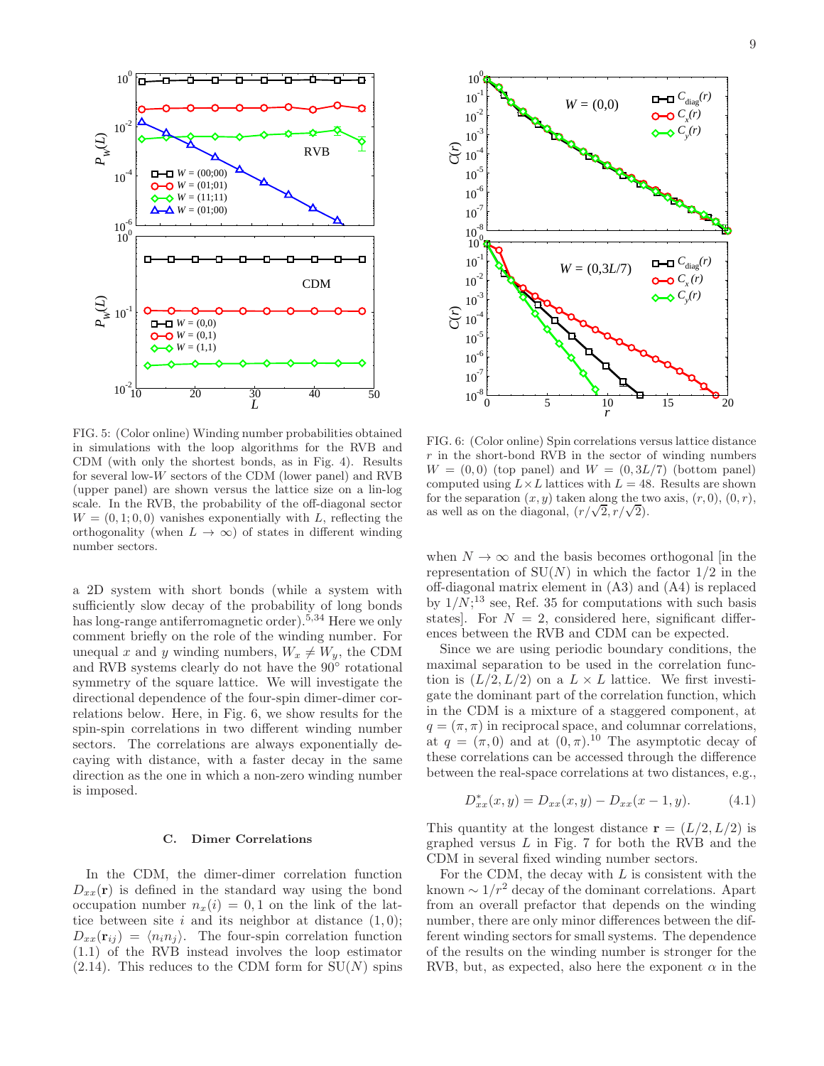FIG. 5: (Color online) Winding number probabilities obtained in simulations with the loop algorithms for the RVB and CDM (with only the shortest bonds, as in Fig. 4). Results for several low-$W$ sectors of the CDM (lower panel) and RVB (upper panel) are shown versus the lattice size on a lin-log scale. In the RVB, the probability of the off-diagonal sector $W = (0,1;0,0)$ vanishes exponentially with $L$, reflecting the orthogonality (when $L \to \infty$) of states in different winding number sectors.

FIG. 6: (Color online) Spin correlations versus lattice distance $r$ in the short-bond RVB in the sector of winding numbers $W = (0,0)$ (top panel) and $W = (0,3L/7)$ (bottom panel) computed using $L \times L$ lattices with $L = 48$. Results are shown for the separation $(x,y)$ taken along the two axis, $(r,0)$, $(0,r)$, as well as on the diagonal, $(r/\sqrt{2}, r/\sqrt{2})$.

a 2D system with short bonds (while a system with sufficiently slow decay of the probability of long bonds has long-range antiferromagnetic order).[5,34] Here we only comment briefly on the role of the winding number. For unequal $x$ and $y$ winding numbers, $W_x \neq W_y$, the CDM and RVB systems clearly do not have the 90° rotational symmetry of the square lattice. We will investigate the directional dependence of the four-spin dimer-dimer correlations below. Here, in Fig. 6, we show results for the spin-spin correlations in two different winding number sectors. The correlations are always exponentially decaying with distance, with a faster decay in the same direction as the one in which a non-zero winding number is imposed.

### C. Dimer Correlations

In the CDM, the dimer-dimer correlation function $D_{xx}(\mathbf{r})$ is defined in the standard way using the bond occupation number $n_x(i) = 0,1$ on the link of the lattice between site $i$ and its neighbor at distance $(1,0)$; $D_{xx}(\mathbf{r}_{ij}) = \langle n_i n_j \rangle$. The four-spin correlation function (1.1) of the RVB instead involves the loop estimator (2.14). This reduces to the CDM form for SU($N$) spins when $N \to \infty$ and the basis becomes orthogonal [in the representation of SU($N$) in which the factor 1/2 in the off-diagonal matrix element in (A3) and (A4) is replaced by $1/N$;[13] see, Ref. 35 for computations with such basis states]. For $N = 2$, considered here, significant differences between the RVB and CDM can be expected.

Since we are using periodic boundary conditions, the maximal separation to be used in the correlation function is $(L/2, L/2)$ on a $L \times L$ lattice. We first investigate the dominant part of the correlation function, which in the CDM is a mixture of a staggered component, at $q = (\pi,\pi)$ in reciprocal space, and columnar correlations, at $q = (\pi,0)$ and at $(0,\pi)$.[10] The asymptotic decay of these correlations can be accessed through the difference between the real-space correlations at two distances, e.g.,

$$D^*_{xx}(x,y) = D_{xx}(x,y) - D_{xx}(x-1,y). \tag{4.1}$$

This quantity at the longest distance $\mathbf{r} = (L/2, L/2)$ is graphed versus $L$ in Fig. 7 for both the RVB and the CDM in several fixed winding number sectors.

For the CDM, the decay with $L$ is consistent with the known $\sim 1/r^2$ decay of the dominant correlations. Apart from an overall prefactor that depends on the winding number, there are only minor differences between the different winding sectors for small systems. The dependence of the results on the winding number is stronger for the RVB, but, as expected, also here the exponent $\alpha$ in the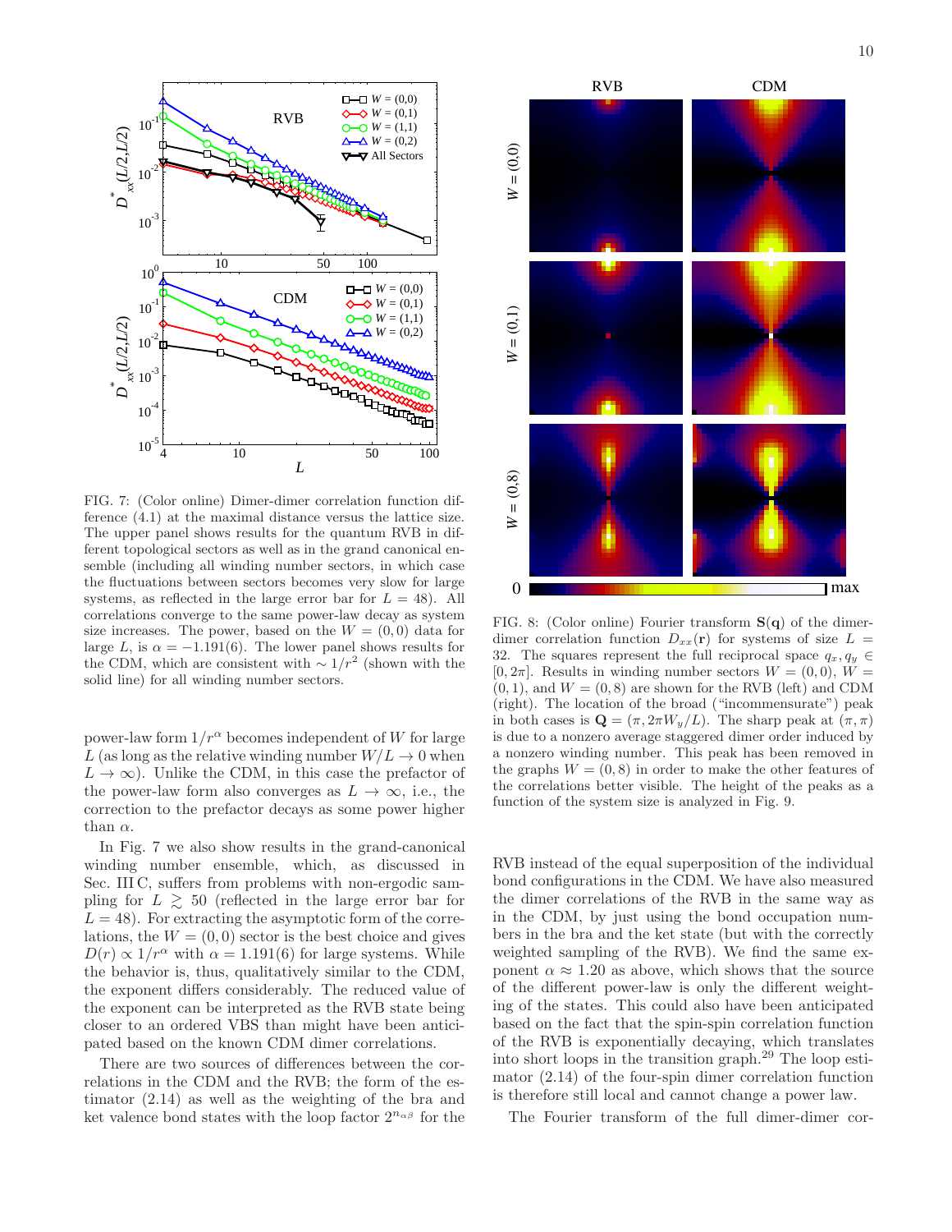FIG. 7: (Color online) Dimer-dimer correlation function difference (4.1) at the maximal distance versus the lattice size. The upper panel shows results for the quantum RVB in different topological sectors as well as in the grand canonical ensemble (including all winding number sectors, in which case the fluctuations between sectors becomes very slow for large systems, as reflected in the large error bar for $L = 48$). All correlations converge to the same power-law decay as system size increases. The power, based on the $W = (0, 0)$ data for large $L$, is $\alpha = -1.191(6)$. The lower panel shows results for the CDM, which are consistent with $\sim 1/r^2$ (shown with the solid line) for all winding number sectors.

FIG. 8: (Color online) Fourier transform $\mathbf{S}(\mathbf{q})$ of the dimer-dimer correlation function $D_{xx}(\mathbf{r})$ for systems of size $L = 32$. The squares represent the full reciprocal space $q_x, q_y \in [0, 2\pi]$. Results in winding number sectors $W = (0, 0)$, $W = (0, 1)$, and $W = (0, 8)$ are shown for the RVB (left) and CDM (right). The location of the broad ("incommensurate") peak in both cases is $\mathbf{Q} = (\pi, 2\pi W_y/L)$. The sharp peak at $(\pi, \pi)$ is due to a nonzero average staggered dimer order induced by a nonzero winding number. This peak has been removed in the graphs $W = (0, 8)$ in order to make the other features of the correlations better visible. The height of the peaks as a function of the system size is analyzed in Fig. 9.

power-law form $1/r^\alpha$ becomes independent of $W$ for large $L$ (as long as the relative winding number $W/L \to 0$ when $L \to \infty$). Unlike the CDM, in this case the prefactor of the power-law form also converges as $L \to \infty$, i.e., the correction to the prefactor decays as some power higher than $\alpha$.

In Fig. 7 we also show results in the grand-canonical winding number ensemble, which, as discussed in Sec. III C, suffers from problems with non-ergodic sampling for $L \gtrsim 50$ (reflected in the large error bar for $L = 48$). For extracting the asymptotic form of the correlations, the $W = (0, 0)$ sector is the best choice and gives $D(r) \propto 1/r^\alpha$ with $\alpha = 1.191(6)$ for large systems. While the behavior is, thus, qualitatively similar to the CDM, the exponent differs considerably. The reduced value of the exponent can be interpreted as the RVB state being closer to an ordered VBS than might have been anticipated based on the known CDM dimer correlations.

There are two sources of differences between the correlations in the CDM and the RVB; the form of the estimator (2.14) as well as the weighting of the bra and ket valence bond states with the loop factor $2^{n_{\alpha\beta}}$ for the RVB instead of the equal superposition of the individual bond configurations in the CDM. We have also measured the dimer correlations of the RVB in the same way as in the CDM, by just using the bond occupation numbers in the bra and the ket state (but with the correctly weighted sampling of the RVB). We find the same exponent $\alpha \approx 1.20$ as above, which shows that the source of the different power-law is only the different weighting of the states. This could also have been anticipated based on the fact that the spin-spin correlation function of the RVB is exponentially decaying, which translates into short loops in the transition graph.[29] The loop estimator (2.14) of the four-spin dimer correlation function is therefore still local and cannot change a power law.

The Fourier transform of the full dimer-dimer cor-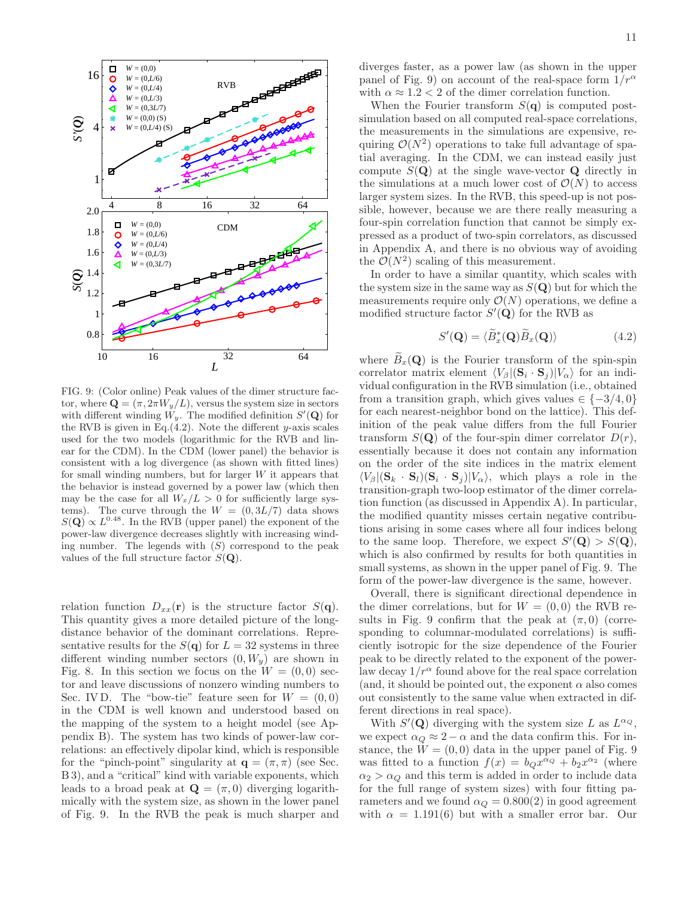FIG. 9: (Color online) Peak values of the dimer structure factor, where $\mathbf{Q} = (\pi, 2\pi W_y/L)$, versus the system size in sectors with different winding $W_y$. The modified definition $S'(\mathbf{Q})$ for the RVB is given in Eq.(4.2). Note the different $y$-axis scales used for the two models (logarithmic for the RVB and linear for the CDM). In the CDM (lower panel) the behavior is consistent with a log divergence (as shown with fitted lines) for small winding numbers, but for larger $W$ it appears that the behavior is instead governed by a power law (which then may be the case for all $W_x/L > 0$ for sufficiently large systems). The curve through the $W = (0, 3L/7)$ data shows $S(\mathbf{Q}) \propto L^{0.48}$. In the RVB (upper panel) the exponent of the power-law divergence decreases slightly with increasing winding number. The legends with $(S)$ correspond to the peak values of the full structure factor $S(\mathbf{Q})$.

relation function $D_{xx}(\mathbf{r})$ is the structure factor $S(\mathbf{q})$. This quantity gives a more detailed picture of the long-distance behavior of the dominant correlations. Representative results for the $S(\mathbf{q})$ for $L = 32$ systems in three different winding number sectors $(0, W_y)$ are shown in Fig. 8. In this section we focus on the $W = (0, 0)$ sector and leave discussions of nonzero winding numbers to Sec. IV D. The "bow-tie" feature seen for $W = (0, 0)$ in the CDM is well known and understood based on the mapping of the system to a height model (see Appendix B). The system has two kinds of power-law correlations: an effectively dipolar kind, which is responsible for the "pinch-point" singularity at $\mathbf{q} = (\pi, \pi)$ (see Sec. B 3), and a "critical" kind with variable exponents, which leads to a broad peak at $\mathbf{Q} = (\pi, 0)$ diverging logarithmically with the system size, as shown in the lower panel of Fig. 9. In the RVB the peak is much sharper and diverges faster, as a power law (as shown in the upper panel of Fig. 9) on account of the real-space form $1/r^\alpha$ with $\alpha \approx 1.2 < 2$ of the dimer correlation function.

When the Fourier transform $S(\mathbf{q})$ is computed post-simulation based on all computed real-space correlations, the measurements in the simulations are expensive, requiring $\mathcal{O}(N^2)$ operations to take full advantage of spatial averaging. In the CDM, we can instead easily just compute $S(\mathbf{Q})$ at the single wave-vector $\mathbf{Q}$ directly in the simulations at a much lower cost of $\mathcal{O}(N)$ to access larger system sizes. In the RVB, this speed-up is not possible, however, because we are there really measuring a four-spin correlation function that cannot be simply expressed as a product of two-spin correlators, as discussed in Appendix A, and there is no obvious way of avoiding the $\mathcal{O}(N^2)$ scaling of this measurement.

In order to have a similar quantity, which scales with the system size in the same way as $S(\mathbf{Q})$ but for which the measurements require only $\mathcal{O}(N)$ operations, we define a modified structure factor $S'(\mathbf{Q})$ for the RVB as

$$S'(\mathbf{Q}) = \langle \widetilde{B}_x^*(\mathbf{Q}) \widetilde{B}_x(\mathbf{Q}) \rangle \tag{4.2}$$

where $\widetilde{B}_x(\mathbf{Q})$ is the Fourier transform of the spin-spin correlator matrix element $\langle V_\beta | (\mathbf{S}_i \cdot \mathbf{S}_j) | V_\alpha \rangle$ for an individual configuration in the RVB simulation (i.e., obtained from a transition graph, which gives values $\in \{-3/4, 0\}$ for each nearest-neighbor bond on the lattice). This definition of the peak value differs from the full Fourier transform $S(\mathbf{Q})$ of the four-spin dimer correlator $D(r)$, essentially because it does not contain any information on the order of the site indices in the matrix element $\langle V_\beta | (\mathbf{S}_k \cdot \mathbf{S}_l)(\mathbf{S}_i \cdot \mathbf{S}_j) | V_\alpha \rangle$, which plays a role in the transition-graph two-loop estimator of the dimer correlation function (as discussed in Appendix A). In particular, the modified quantity misses certain negative contributions arising in some cases where all four indices belong to the same loop. Therefore, we expect $S'(\mathbf{Q}) > S(\mathbf{Q})$, which is also confirmed by results for both quantities in small systems, as shown in the upper panel of Fig. 9. The form of the power-law divergence is the same, however.

Overall, there is significant directional dependence in the dimer correlations, but for $W = (0, 0)$ the RVB results in Fig. 9 confirm that the peak at $(\pi, 0)$ (corresponding to columnar-modulated correlations) is sufficiently isotropic for the size dependence of the Fourier peak to be directly related to the exponent of the power-law decay $1/r^\alpha$ found above for the real space correlation (and, it should be pointed out, the exponent $\alpha$ also comes out consistently to the same value when extracted in different directions in real space).

With $S'(\mathbf{Q})$ diverging with the system size $L$ as $L^{\alpha_Q}$, we expect $\alpha_Q \approx 2 - \alpha$ and the data confirm this. For instance, the $W = (0, 0)$ data in the upper panel of Fig. 9 was fitted to a function $f(x) = b_Q x^{\alpha_Q} + b_2 x^{\alpha_2}$ (where $\alpha_2 > \alpha_Q$ and this term is added in order to include data for the full range of system sizes) with four fitting parameters and we found $\alpha_Q = 0.800(2)$ in good agreement with $\alpha = 1.191(6)$ but with a smaller error bar. Our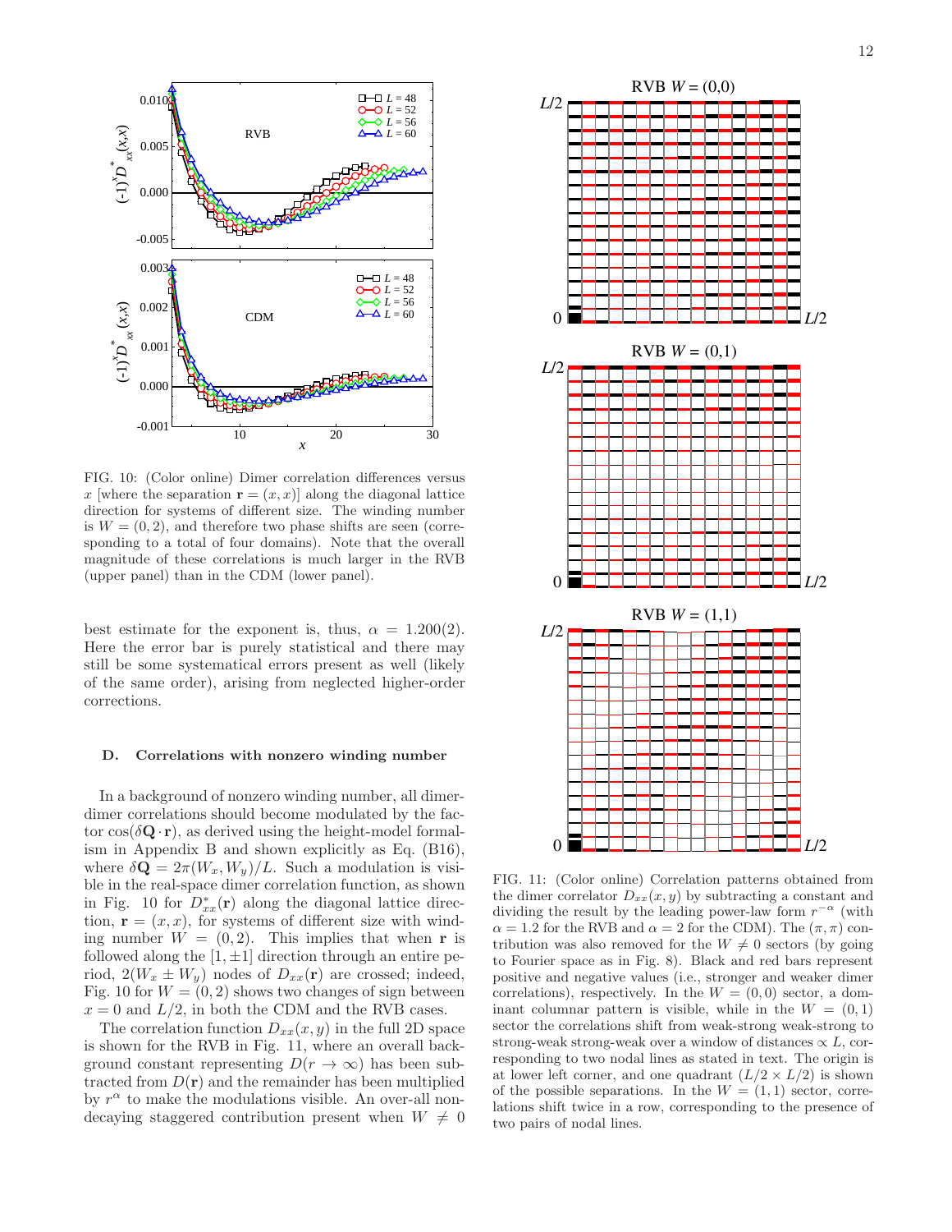FIG. 10: (Color online) Dimer correlation differences versus $x$ [where the separation $\mathbf{r} = (x, x)$] along the diagonal lattice direction for systems of different size. The winding number is $W = (0, 2)$, and therefore two phase shifts are seen (corresponding to a total of four domains). Note that the overall magnitude of these correlations is much larger in the RVB (upper panel) than in the CDM (lower panel).

best estimate for the exponent is, thus, $\alpha = 1.200(2)$. Here the error bar is purely statistical and there may still be some systematical errors present as well (likely of the same order), arising from neglected higher-order corrections.

### D. Correlations with nonzero winding number

In a background of nonzero winding number, all dimer-dimer correlations should become modulated by the factor $\cos(\delta\mathbf{Q} \cdot \mathbf{r})$, as derived using the height-model formalism in Appendix B and shown explicitly as Eq. (B16), where $\delta\mathbf{Q} = 2\pi(W_x, W_y)/L$. Such a modulation is visible in the real-space dimer correlation function, as shown in Fig. 10 for $D^*_{xx}(\mathbf{r})$ along the diagonal lattice direction, $\mathbf{r} = (x, x)$, for systems of different size with winding number $W = (0, 2)$. This implies that when $\mathbf{r}$ is followed along the $[1, \pm 1]$ direction through an entire period, $2(W_x \pm W_y)$ nodes of $D_{xx}(\mathbf{r})$ are crossed; indeed, Fig. 10 for $W = (0, 2)$ shows two changes of sign between $x = 0$ and $L/2$, in both the CDM and the RVB cases.

The correlation function $D_{xx}(x, y)$ in the full 2D space is shown for the RVB in Fig. 11, where an overall background constant representing $D(r \to \infty)$ has been subtracted from $D(\mathbf{r})$ and the remainder has been multiplied by $r^\alpha$ to make the modulations visible. An over-all non-decaying staggered contribution present when $W \neq 0$

FIG. 11: (Color online) Correlation patterns obtained from the dimer correlator $D_{xx}(x, y)$ by subtracting a constant and dividing the result by the leading power-law form $r^{-\alpha}$ (with $\alpha = 1.2$ for the RVB and $\alpha = 2$ for the CDM). The $(\pi, \pi)$ contribution was also removed for the $W \neq 0$ sectors (by going to Fourier space as in Fig. 8). Black and red bars represent positive and negative values (i.e., stronger and weaker dimer correlations), respectively. In the $W = (0, 0)$ sector, a dominant columnar pattern is visible, while in the $W = (0, 1)$ sector the correlations shift from weak-strong weak-strong to strong-weak strong-weak over a window of distances $\propto L$, corresponding to two nodal lines as stated in text. The origin is at lower left corner, and one quadrant ($L/2 \times L/2$) is shown of the possible separations. In the $W = (1, 1)$ sector, correlations shift twice in a row, corresponding to the presence of two pairs of nodal lines.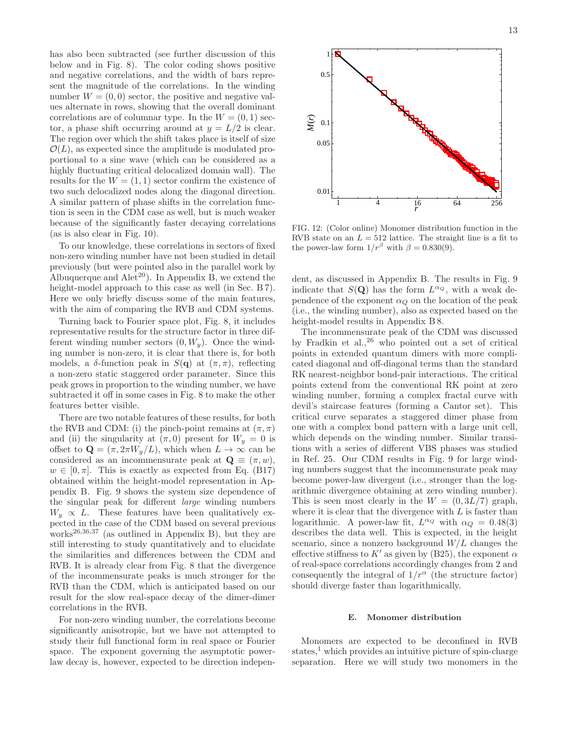has also been subtracted (see further discussion of this below and in Fig. 8). The color coding shows positive and negative correlations, and the width of bars represent the magnitude of the correlations. In the winding number $W = (0, 0)$ sector, the positive and negative values alternate in rows, showing that the overall dominant correlations are of columnar type. In the $W = (0, 1)$ sector, a phase shift occurring around at $y = L/2$ is clear. The region over which the shift takes place is itself of size $\mathcal{O}(L)$, as expected since the amplitude is modulated proportional to a sine wave (which can be considered as a highly fluctuating critical delocalized domain wall). The results for the $W = (1, 1)$ sector confirm the existence of two such delocalized nodes along the diagonal direction. A similar pattern of phase shifts in the correlation function is seen in the CDM case as well, but is much weaker because of the significantly faster decaying correlations (as is also clear in Fig. 10).

To our knowledge, these correlations in sectors of fixed non-zero winding number have not been studied in detail previously (but were pointed also in the parallel work by Albuquerque and Alet[20]). In Appendix B, we extend the height-model approach to this case as well (in Sec. B 7). Here we only briefly discuss some of the main features, with the aim of comparing the RVB and CDM systems.

Turning back to Fourier space plot, Fig. 8, it includes representative results for the structure factor in three different winding number sectors $(0, W_y)$. Once the winding number is non-zero, it is clear that there is, for both models, a $\delta$-function peak in $S(\mathbf{q})$ at $(\pi, \pi)$, reflecting a non-zero static staggered order parameter. Since this peak grows in proportion to the winding number, we have subtracted it off in some cases in Fig. 8 to make the other features better visible.

There are two notable features of these results, for both the RVB and CDM: (i) the pinch-point remains at $(\pi, \pi)$ and (ii) the singularity at $(\pi, 0)$ present for $W_y = 0$ is offset to $\mathbf{Q} = (\pi, 2\pi W_y/L)$, which when $L \to \infty$ can be considered as an incommensurate peak at $\mathbf{Q} \equiv (\pi, w)$, $w \in [0, \pi]$. This is exactly as expected from Eq. (B17) obtained within the height-model representation in Appendix B. Fig. 9 shows the system size dependence of the singular peak for different *large* winding numbers $W_y \propto L$. These features have been qualitatively expected in the case of the CDM based on several previous works[26,36,37] (as outlined in Appendix B), but they are still interesting to study quantitatively and to elucidate the similarities and differences between the CDM and RVB. It is already clear from Fig. 8 that the divergence of the incommensurate peaks is much stronger for the RVB than the CDM, which is anticipated based on our result for the slow real-space decay of the dimer-dimer correlations in the RVB.

For non-zero winding number, the correlations become significantly anisotropic, but we have not attempted to study their full functional form in real space or Fourier space. The exponent governing the asymptotic power-law decay is, however, expected to be direction independent, as discussed in Appendix B. The results in Fig. 9 indicate that $S(\mathbf{Q})$ has the form $L^{\alpha_Q}$, with a weak dependence of the exponent $\alpha_Q$ on the location of the peak (i.e., the winding number), also as expected based on the height-model results in Appendix B 8.

FIG. 12: (Color online) Monomer distribution function in the RVB state on an $L = 512$ lattice. The straight line is a fit to the power-law form $1/r^{\beta}$ with $\beta = 0.830(9)$.

The incommensurate peak of the CDM was discussed by Fradkin et al.,[26] who pointed out a set of critical points in extended quantum dimers with more complicated diagonal and off-diagonal terms than the standard RK nearest-neighbor bond-pair interactions. The critical points extend from the conventional RK point at zero winding number, forming a complex fractal curve with devil's staircase features (forming a Cantor set). This critical curve separates a staggered dimer phase from one with a complex bond pattern with a large unit cell, which depends on the winding number. Similar transitions with a series of different VBS phases was studied in Ref. 25. Our CDM results in Fig. 9 for large winding numbers suggest that the incommensurate peak may become power-law divergent (i.e., stronger than the logarithmic divergence obtaining at zero winding number). This is seen most clearly in the $W = (0, 3L/7)$ graph, where it is clear that the divergence with $L$ is faster than logarithmic. A power-law fit, $L^{\alpha_Q}$ with $\alpha_Q = 0.48(3)$ describes the data well. This is expected, in the height scenario, since a nonzero background $W/L$ changes the effective stiffness to $K'$ as given by (B25), the exponent $\alpha$ of real-space correlations accordingly changes from 2 and consequently the integral of $1/r^{\alpha}$ (the structure factor) should diverge faster than logarithmically.

### E. Monomer distribution

Monomers are expected to be deconfined in RVB states,[1] which provides an intuitive picture of spin-charge separation. Here we will study two monomers in the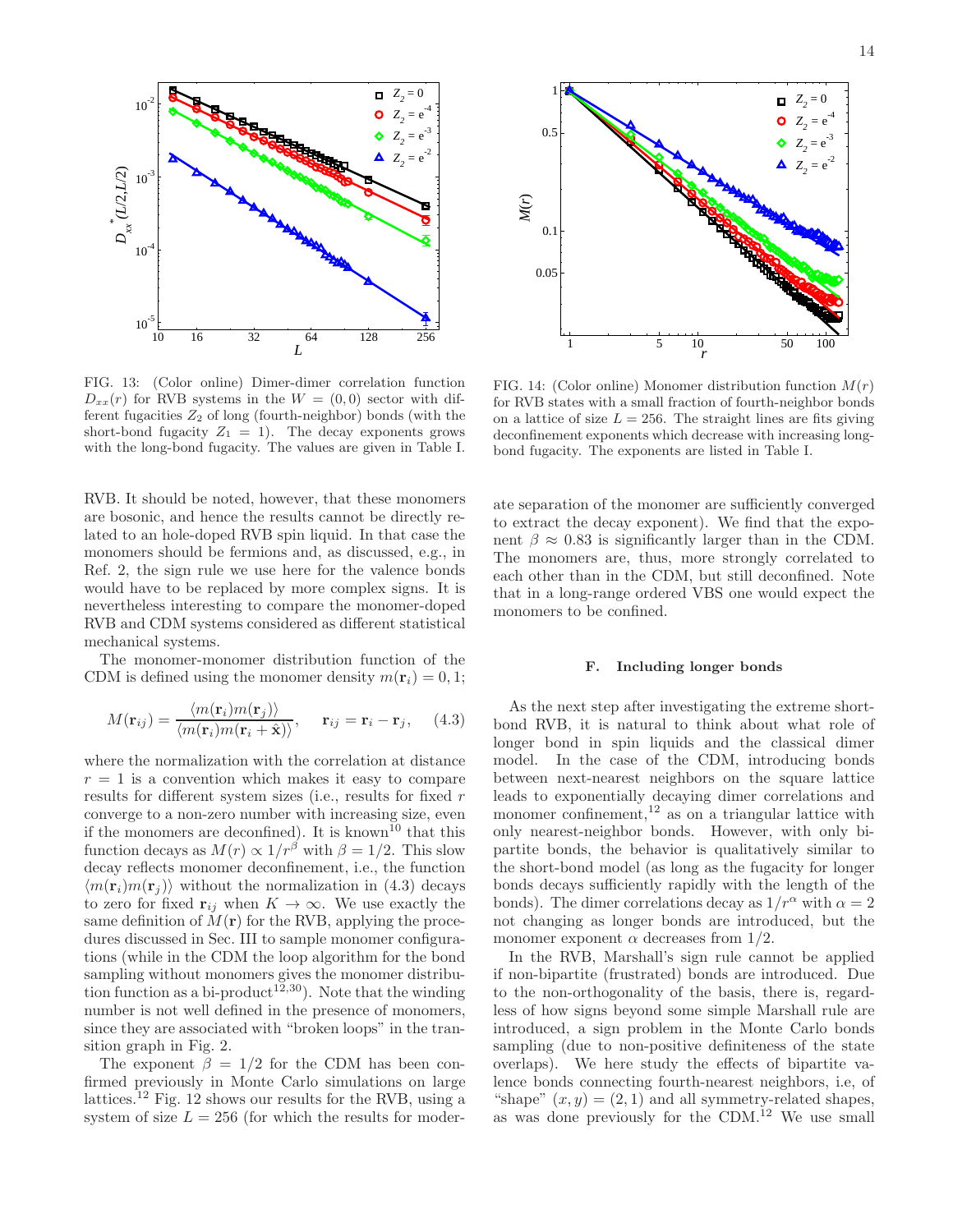FIG. 13: (Color online) Dimer-dimer correlation function $D_{xx}(r)$ for RVB systems in the $W = (0, 0)$ sector with different fugacities $Z_2$ of long (fourth-neighbor) bonds (with the short-bond fugacity $Z_1 = 1$). The decay exponents grows with the long-bond fugacity. The values are given in Table I.

FIG. 14: (Color online) Monomer distribution function $M(r)$ for RVB states with a small fraction of fourth-neighbor bonds on a lattice of size $L = 256$. The straight lines are fits giving deconfinement exponents which decrease with increasing long-bond fugacity. The exponents are listed in Table I.

RVB. It should be noted, however, that these monomers are bosonic, and hence the results cannot be directly related to an hole-doped RVB spin liquid. In that case the monomers should be fermions and, as discussed, e.g., in Ref. 2, the sign rule we use here for the valence bonds would have to be replaced by more complex signs. It is nevertheless interesting to compare the monomer-doped RVB and CDM systems considered as different statistical mechanical systems.

The monomer-monomer distribution function of the CDM is defined using the monomer density $m(\mathbf{r}_i) = 0, 1$;

$$M(\mathbf{r}_{ij}) = \frac{\langle m(\mathbf{r}_i)m(\mathbf{r}_j)\rangle}{\langle m(\mathbf{r}_i)m(\mathbf{r}_i + \hat{\mathbf{x}})\rangle}, \quad \mathbf{r}_{ij} = \mathbf{r}_i - \mathbf{r}_j, \quad (4.3)$$

where the normalization with the correlation at distance $r = 1$ is a convention which makes it easy to compare results for different system sizes (i.e., results for fixed $r$ converge to a non-zero number with increasing size, even if the monomers are deconfined). It is known[10] that this function decays as $M(r) \propto 1/r^{\beta}$ with $\beta = 1/2$. This slow decay reflects monomer deconfinement, i.e., the function $\langle m(\mathbf{r}_i)m(\mathbf{r}_j)\rangle$ without the normalization in (4.3) decays to zero for fixed $\mathbf{r}_{ij}$ when $K \to \infty$. We use exactly the same definition of $M(\mathbf{r})$ for the RVB, applying the procedures discussed in Sec. III to sample monomer configurations (while in the CDM the loop algorithm for the bond sampling without monomers gives the monomer distribution function as a bi-product[12,30]). Note that the winding number is not well defined in the presence of monomers, since they are associated with "broken loops" in the transition graph in Fig. 2.

The exponent $\beta = 1/2$ for the CDM has been confirmed previously in Monte Carlo simulations on large lattices.[12] Fig. 12 shows our results for the RVB, using a system of size $L = 256$ (for which the results for moderate separation of the monomer are sufficiently converged to extract the decay exponent). We find that the exponent $\beta \approx 0.83$ is significantly larger than in the CDM. The monomers are, thus, more strongly correlated to each other than in the CDM, but still deconfined. Note that in a long-range ordered VBS one would expect the monomers to be confined.

### F. Including longer bonds

As the next step after investigating the extreme short-bond RVB, it is natural to think about what role of longer bond in spin liquids and the classical dimer model. In the case of the CDM, introducing bonds between next-nearest neighbors on the square lattice leads to exponentially decaying dimer correlations and monomer confinement,[12] as on a triangular lattice with only nearest-neighbor bonds. However, with only bipartite bonds, the behavior is qualitatively similar to the short-bond model (as long as the fugacity for longer bonds decays sufficiently rapidly with the length of the bonds). The dimer correlations decay as $1/r^{\alpha}$ with $\alpha = 2$ not changing as longer bonds are introduced, but the monomer exponent $\alpha$ decreases from $1/2$.

In the RVB, Marshall's sign rule cannot be applied if non-bipartite (frustrated) bonds are introduced. Due to the non-orthogonality of the basis, there is, regardless of how signs beyond some simple Marshall rule are introduced, a sign problem in the Monte Carlo bonds sampling (due to non-positive definiteness of the state overlaps). We here study the effects of bipartite valence bonds connecting fourth-nearest neighbors, i.e, of "shape" $(x, y) = (2, 1)$ and all symmetry-related shapes, as was done previously for the CDM.[12] We use small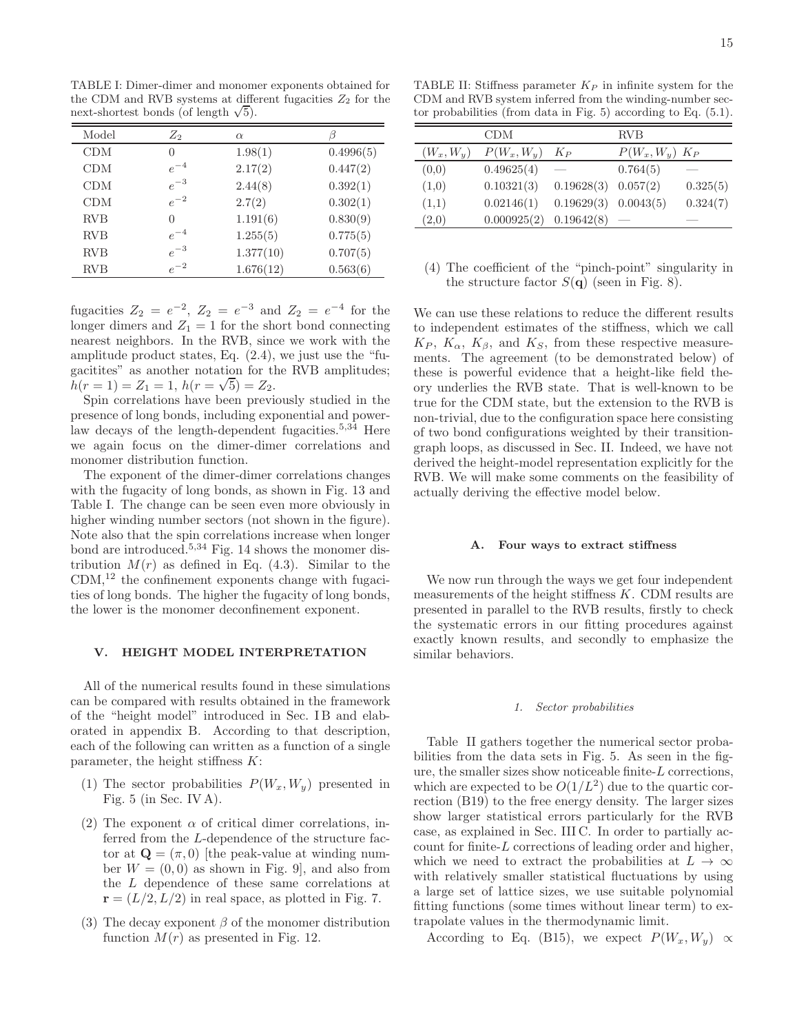TABLE I: Dimer-dimer and monomer exponents obtained for the CDM and RVB systems at different fugacities $Z_2$ for the next-shortest bonds (of length $\sqrt{5}$).

| Model | $Z_2$ | $\alpha$ | $\beta$ |
|---|---|---|---|
| CDM | 0 | 1.98(1) | 0.4996(5) |
| CDM | $e^{-4}$ | 2.17(2) | 0.447(2) |
| CDM | $e^{-3}$ | 2.44(8) | 0.392(1) |
| CDM | $e^{-2}$ | 2.7(2) | 0.302(1) |
| RVB | 0 | 1.191(6) | 0.830(9) |
| RVB | $e^{-4}$ | 1.255(5) | 0.775(5) |
| RVB | $e^{-3}$ | 1.377(10) | 0.707(5) |
| RVB | $e^{-2}$ | 1.676(12) | 0.563(6) |

fugacities $Z_2 = e^{-2}$, $Z_2 = e^{-3}$ and $Z_2 = e^{-4}$ for the longer dimers and $Z_1 = 1$ for the short bond connecting nearest neighbors. In the RVB, since we work with the amplitude product states, Eq. (2.4), we just use the "fugacitites" as another notation for the RVB amplitudes; $h(r = 1) = Z_1 = 1$, $h(r = \sqrt{5}) = Z_2$.

Spin correlations have been previously studied in the presence of long bonds, including exponential and power-law decays of the length-dependent fugacities.[5,34] Here we again focus on the dimer-dimer correlations and monomer distribution function.

The exponent of the dimer-dimer correlations changes with the fugacity of long bonds, as shown in Fig. 13 and Table I. The change can be seen even more obviously in higher winding number sectors (not shown in the figure). Note also that the spin correlations increase when longer bond are introduced.[5,34] Fig. 14 shows the monomer distribution $M(r)$ as defined in Eq. (4.3). Similar to the CDM,[12] the confinement exponents change with fugacities of long bonds. The higher the fugacity of long bonds, the lower is the monomer deconfinement exponent.

## V. HEIGHT MODEL INTERPRETATION

All of the numerical results found in these simulations can be compared with results obtained in the framework of the "height model" introduced in Sec. I B and elaborated in appendix B. According to that description, each of the following can written as a function of a single parameter, the height stiffness $K$:

(1) The sector probabilities $P(W_x, W_y)$ presented in Fig. 5 (in Sec. IV A).

(2) The exponent $\alpha$ of critical dimer correlations, inferred from the $L$-dependence of the structure factor at $\mathbf{Q} = (\pi, 0)$ [the peak-value at winding number $W = (0, 0)$ as shown in Fig. 9], and also from the $L$ dependence of these same correlations at $\mathbf{r} = (L/2, L/2)$ in real space, as plotted in Fig. 7.

(3) The decay exponent $\beta$ of the monomer distribution function $M(r)$ as presented in Fig. 12.

(4) The coefficient of the "pinch-point" singularity in the structure factor $S(\mathbf{q})$ (seen in Fig. 8).

TABLE II: Stiffness parameter $K_P$ in infinite system for the CDM and RVB system inferred from the winding-number sector probabilities (from data in Fig. 5) according to Eq. (5.1).

| | CDM | | RVB | |
|---|---|---|---|---|
| $(W_x, W_y)$ | $P(W_x, W_y)$ | $K_P$ | $P(W_x, W_y)$ | $K_P$ |
| (0,0) | 0.49625(4) | — | 0.764(5) | — |
| (1,0) | 0.10321(3) | 0.19628(3) | 0.057(2) | 0.325(5) |
| (1,1) | 0.02146(1) | 0.19629(3) | 0.0043(5) | 0.324(7) |
| (2,0) | 0.000925(2) | 0.19642(8) | — | — |

We can use these relations to reduce the different results to independent estimates of the stiffness, which we call $K_P$, $K_\alpha$, $K_\beta$, and $K_S$, from these respective measurements. The agreement (to be demonstrated below) of these is powerful evidence that a height-like field theory underlies the RVB state. That is well-known to be true for the CDM state, but the extension to the RVB is non-trivial, due to the configuration space here consisting of two bond configurations weighted by their transition-graph loops, as discussed in Sec. II. Indeed, we have not derived the height-model representation explicitly for the RVB. We will make some comments on the feasibility of actually deriving the effective model below.

### A. Four ways to extract stiffness

We now run through the ways we get four independent measurements of the height stiffness $K$. CDM results are presented in parallel to the RVB results, firstly to check the systematic errors in our fitting procedures against exactly known results, and secondly to emphasize the similar behaviors.

#### 1. Sector probabilities

Table II gathers together the numerical sector probabilities from the data sets in Fig. 5. As seen in the figure, the smaller sizes show noticeable finite-$L$ corrections, which are expected to be $O(1/L^2)$ due to the quartic correction (B19) to the free energy density. The larger sizes show larger statistical errors particularly for the RVB case, as explained in Sec. III C. In order to partially account for finite-$L$ corrections of leading order and higher, which we need to extract the probabilities at $L \to \infty$ with relatively smaller statistical fluctuations by using a large set of lattice sizes, we use suitable polynomial fitting functions (some times without linear term) to extrapolate values in the thermodynamic limit.

According to Eq. (B15), we expect $P(W_x, W_y) \propto$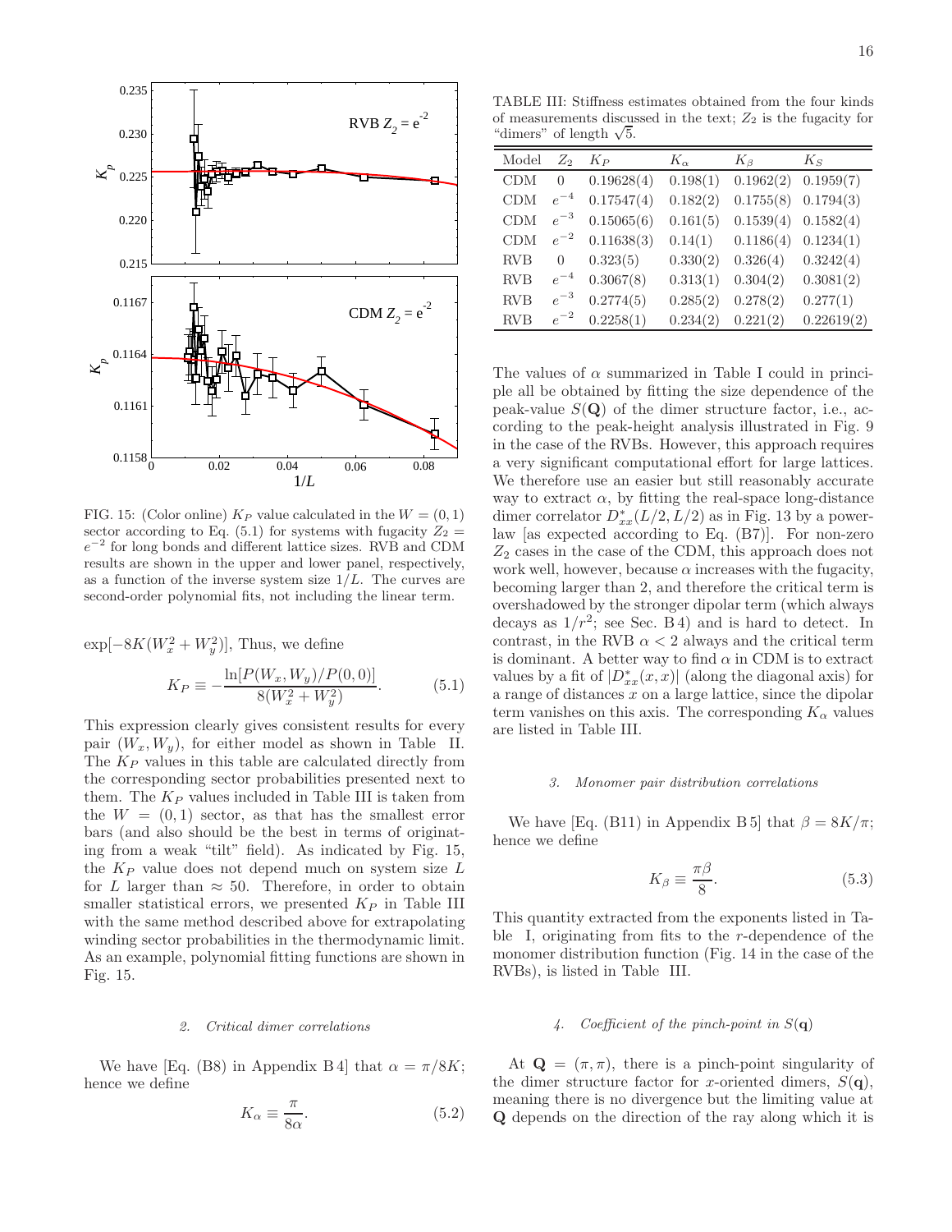FIG. 15: (Color online) $K_P$ value calculated in the $W = (0, 1)$ sector according to Eq. (5.1) for systems with fugacity $Z_2 = e^{-2}$ for long bonds and different lattice sizes. RVB and CDM results are shown in the upper and lower panel, respectively, as a function of the inverse system size $1/L$. The curves are second-order polynomial fits, not including the linear term.

$\exp[-8K(W_x^2 + W_y^2)]$, Thus, we define

$$K_P \equiv -\frac{\ln[P(W_x, W_y)/P(0,0)]}{8(W_x^2 + W_y^2)}. \tag{5.1}$$

This expression clearly gives consistent results for every pair $(W_x, W_y)$, for either model as shown in Table II. The $K_P$ values in this table are calculated directly from the corresponding sector probabilities presented next to them. The $K_P$ values included in Table III is taken from the $W = (0, 1)$ sector, as that has the smallest error bars (and also should be the best in terms of originating from a weak "tilt" field). As indicated by Fig. 15, the $K_P$ value does not depend much on system size $L$ for $L$ larger than $\approx 50$. Therefore, in order to obtain smaller statistical errors, we presented $K_P$ in Table III with the same method described above for extrapolating winding sector probabilities in the thermodynamic limit. As an example, polynomial fitting functions are shown in Fig. 15.

### 2. Critical dimer correlations

We have [Eq. (B8) in Appendix B 4] that $\alpha = \pi/8K$; hence we define

$$K_\alpha \equiv \frac{\pi}{8\alpha}. \tag{5.2}$$

TABLE III: Stiffness estimates obtained from the four kinds of measurements discussed in the text; $Z_2$ is the fugacity for "dimers" of length $\sqrt{5}$.

| Model | $Z_2$ | $K_P$ | $K_\alpha$ | $K_\beta$ | $K_S$ |
|---|---|---|---|---|---|
| CDM | 0 | 0.19628(4) | 0.198(1) | 0.1962(2) | 0.1959(7) |
| CDM | $e^{-4}$ | 0.17547(4) | 0.182(2) | 0.1755(8) | 0.1794(3) |
| CDM | $e^{-3}$ | 0.15065(6) | 0.161(5) | 0.1539(4) | 0.1582(4) |
| CDM | $e^{-2}$ | 0.11638(3) | 0.14(1) | 0.1186(4) | 0.1234(1) |
| RVB | 0 | 0.323(5) | 0.330(2) | 0.326(4) | 0.3242(4) |
| RVB | $e^{-4}$ | 0.3067(8) | 0.313(1) | 0.304(2) | 0.3081(2) |
| RVB | $e^{-3}$ | 0.2774(5) | 0.285(2) | 0.278(2) | 0.277(1) |
| RVB | $e^{-2}$ | 0.2258(1) | 0.234(2) | 0.221(2) | 0.22619(2) |

The values of $\alpha$ summarized in Table I could in principle all be obtained by fitting the size dependence of the peak-value $S(\mathbf{Q})$ of the dimer structure factor, i.e., according to the peak-height analysis illustrated in Fig. 9 in the case of the RVBs. However, this approach requires a very significant computational effort for large lattices. We therefore use an easier but still reasonably accurate way to extract $\alpha$, by fitting the real-space long-distance dimer correlator $D^*_{xx}(L/2, L/2)$ as in Fig. 13 by a power-law [as expected according to Eq. (B7)]. For non-zero $Z_2$ cases in the case of the CDM, this approach does not work well, however, because $\alpha$ increases with the fugacity, becoming larger than 2, and therefore the critical term is overshadowed by the stronger dipolar term (which always decays as $1/r^2$; see Sec. B 4) and is hard to detect. In contrast, in the RVB $\alpha < 2$ always and the critical term is dominant. A better way to find $\alpha$ in CDM is to extract values by a fit of $|D^*_{xx}(x, x)|$ (along the diagonal axis) for a range of distances $x$ on a large lattice, since the dipolar term vanishes on this axis. The corresponding $K_\alpha$ values are listed in Table III.

### 3. Monomer pair distribution correlations

We have [Eq. (B11) in Appendix B 5] that $\beta = 8K/\pi$; hence we define

$$K_\beta \equiv \frac{\pi\beta}{8}. \tag{5.3}$$

This quantity extracted from the exponents listed in Table I, originating from fits to the $r$-dependence of the monomer distribution function (Fig. 14 in the case of the RVBs), is listed in Table III.

### 4. Coefficient of the pinch-point in $S(\mathbf{q})$

At $\mathbf{Q} = (\pi, \pi)$, there is a pinch-point singularity of the dimer structure factor for $x$-oriented dimers, $S(\mathbf{q})$, meaning there is no divergence but the limiting value at $\mathbf{Q}$ depends on the direction of the ray along which it is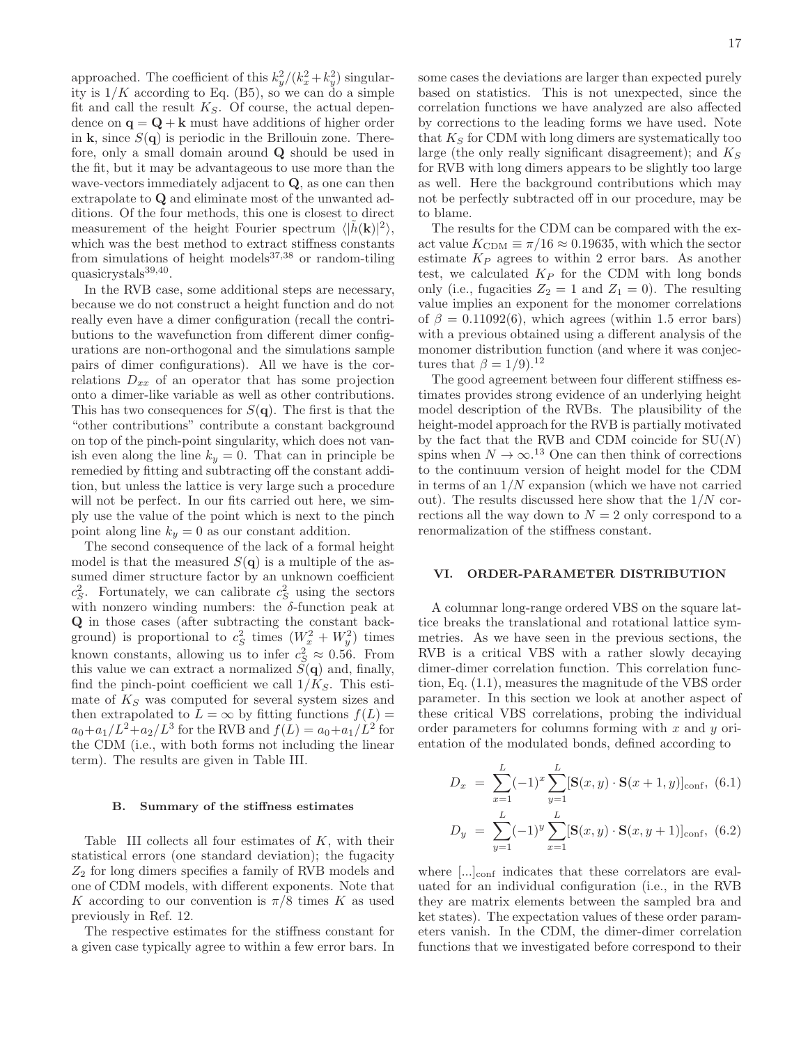approached. The coefficient of this $k_y^2/(k_x^2+k_y^2)$ singularity is $1/K$ according to Eq. (B5), so we can do a simple fit and call the result $K_S$. Of course, the actual dependence on $\mathbf{q}=\mathbf{Q}+\mathbf{k}$ must have additions of higher order in $\mathbf{k}$, since $S(\mathbf{q})$ is periodic in the Brillouin zone. Therefore, only a small domain around $\mathbf{Q}$ should be used in the fit, but it may be advantageous to use more than the wave-vectors immediately adjacent to $\mathbf{Q}$, as one can then extrapolate to $\mathbf{Q}$ and eliminate most of the unwanted additions. Of the four methods, this one is closest to direct measurement of the height Fourier spectrum $\langle|\tilde{h}(\mathbf{k})|^2\rangle$, which was the best method to extract stiffness constants from simulations of height models[37,38] or random-tiling quasicrystals[39,40].

In the RVB case, some additional steps are necessary, because we do not construct a height function and do not really even have a dimer configuration (recall the contributions to the wavefunction from different dimer configurations are non-orthogonal and the simulations sample pairs of dimer configurations). All we have is the correlations $D_{xx}$ of an operator that has some projection onto a dimer-like variable as well as other contributions. This has two consequences for $S(\mathbf{q})$. The first is that the "other contributions" contribute a constant background on top of the pinch-point singularity, which does not vanish even along the line $k_y=0$. That can in principle be remedied by fitting and subtracting off the constant addition, but unless the lattice is very large such a procedure will not be perfect. In our fits carried out here, we simply use the value of the point which is next to the pinch point along line $k_y=0$ as our constant addition.

The second consequence of the lack of a formal height model is that the measured $S(\mathbf{q})$ is a multiple of the assumed dimer structure factor by an unknown coefficient $c_S^2$. Fortunately, we can calibrate $c_S^2$ using the sectors with nonzero winding numbers: the $\delta$-function peak at $\mathbf{Q}$ in those cases (after subtracting the constant background) is proportional to $c_S^2$ times $(W_x^2+W_y^2)$ times known constants, allowing us to infer $c_S^2\approx 0.56$. From this value we can extract a normalized $S(\mathbf{q})$ and, finally, find the pinch-point coefficient we call $1/K_S$. This estimate of $K_S$ was computed for several system sizes and then extrapolated to $L=\infty$ by fitting functions $f(L)=a_0+a_1/L^2+a_2/L^3$ for the RVB and $f(L)=a_0+a_1/L^2$ for the CDM (i.e., with both forms not including the linear term). The results are given in Table III.

### B. Summary of the stiffness estimates

Table III collects all four estimates of $K$, with their statistical errors (one standard deviation); the fugacity $Z_2$ for long dimers specifies a family of RVB models and one of CDM models, with different exponents. Note that $K$ according to our convention is $\pi/8$ times $K$ as used previously in Ref. 12.

The respective estimates for the stiffness constant for a given case typically agree to within a few error bars. In some cases the deviations are larger than expected purely based on statistics. This is not unexpected, since the correlation functions we have analyzed are also affected by corrections to the leading forms we have used. Note that $K_S$ for CDM with long dimers are systematically too large (the only really significant disagreement); and $K_S$ for RVB with long dimers appears to be slightly too large as well. Here the background contributions which may not be perfectly subtracted off in our procedure, may be to blame.

The results for the CDM can be compared with the exact value $K_{\rm CDM}\equiv\pi/16\approx 0.19635$, with which the sector estimate $K_P$ agrees to within 2 error bars. As another test, we calculated $K_P$ for the CDM with long bonds only (i.e., fugacities $Z_2=1$ and $Z_1=0$). The resulting value implies an exponent for the monomer correlations of $\beta=0.11092(6)$, which agrees (within 1.5 error bars) with a previous obtained using a different analysis of the monomer distribution function (and where it was conjectures that $\beta=1/9$).[12]

The good agreement between four different stiffness estimates provides strong evidence of an underlying height model description of the RVBs. The plausibility of the height-model approach for the RVB is partially motivated by the fact that the RVB and CDM coincide for SU($N$) spins when $N\to\infty$.[13] One can then think of corrections to the continuum version of height model for the CDM in terms of an $1/N$ expansion (which we have not carried out). The results discussed here show that the $1/N$ corrections all the way down to $N=2$ only correspond to a renormalization of the stiffness constant.

## VI. ORDER-PARAMETER DISTRIBUTION

A columnar long-range ordered VBS on the square lattice breaks the translational and rotational lattice symmetries. As we have seen in the previous sections, the RVB is a critical VBS with a rather slowly decaying dimer-dimer correlation function. This correlation function, Eq. (1.1), measures the magnitude of the VBS order parameter. In this section we look at another aspect of these critical VBS correlations, probing the individual order parameters for columns forming with $x$ and $y$ orientation of the modulated bonds, defined according to

$$D_x = \sum_{x=1}^{L}(-1)^x\sum_{y=1}^{L}[\mathbf{S}(x,y)\cdot\mathbf{S}(x+1,y)]_{\rm conf}, \quad (6.1)$$

$$D_y = \sum_{y=1}^{L}(-1)^y\sum_{x=1}^{L}[\mathbf{S}(x,y)\cdot\mathbf{S}(x,y+1)]_{\rm conf}, \quad (6.2)$$

where $[...]_{\rm conf}$ indicates that these correlators are evaluated for an individual configuration (i.e., in the RVB they are matrix elements between the sampled bra and ket states). The expectation values of these order parameters vanish. In the CDM, the dimer-dimer correlation functions that we investigated before correspond to their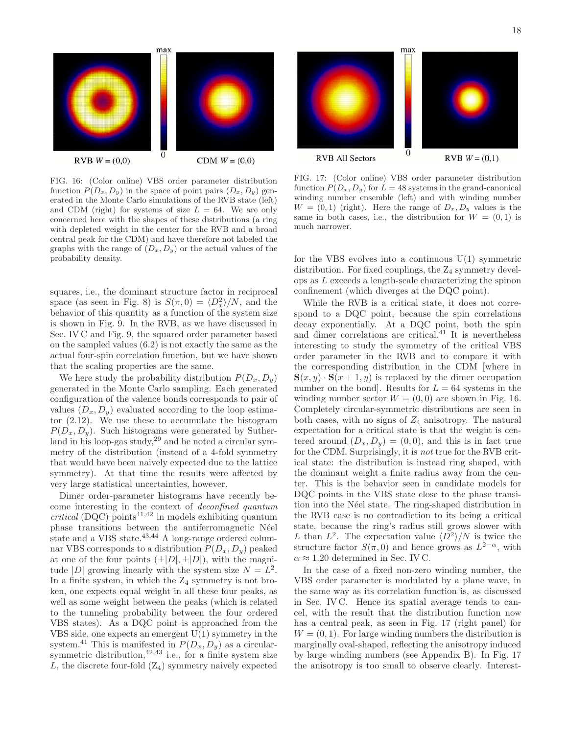RVB $W=(0,0)$ CDM $W=(0,0)$

FIG. 16: (Color online) VBS order parameter distribution function $P(D_x,D_y)$ in the space of point pairs $(D_x,D_y)$ generated in the Monte Carlo simulations of the RVB state (left) and CDM (right) for systems of size $L=64$. We are only concerned here with the shapes of these distributions (a ring with depleted weight in the center for the RVB and a broad central peak for the CDM) and have therefore not labeled the graphs with the range of $(D_x,D_y)$ or the actual values of the probability density.

RVB All Sectors RVB $W=(0,1)$

FIG. 17: (Color online) VBS order parameter distribution function $P(D_x,D_y)$ for $L=48$ systems in the grand-canonical winding number ensemble (left) and with winding number $W=(0,1)$ (right). Here the range of $D_x,D_y$ values is the same in both cases, i.e., the distribution for $W=(0,1)$ is much narrower.

squares, i.e., the dominant structure factor in reciprocal space (as seen in Fig. 8) is $S(\pi,0)=\langle D_x^2\rangle/N$, and the behavior of this quantity as a function of the system size is shown in Fig. 9. In the RVB, as we have discussed in Sec. IV C and Fig. 9, the squared order parameter based on the sampled values (6.2) is not exactly the same as the actual four-spin correlation function, but we have shown that the scaling properties are the same.

We here study the probability distribution $P(D_x,D_y)$ generated in the Monte Carlo sampling. Each generated configuration of the valence bonds corresponds to pair of values $(D_x,D_y)$ evaluated according to the loop estimator (2.12). We use these to accumulate the histogram $P(D_x,D_y)$. Such histograms were generated by Sutherland in his loop-gas study,[29] and he noted a circular symmetry of the distribution (instead of a 4-fold symmetry that would have been naively expected due to the lattice symmetry). At that time the results were affected by very large statistical uncertainties, however.

Dimer order-parameter histograms have recently become interesting in the context of *deconfined quantum critical* (DQC) points[41,42] in models exhibiting quantum phase transitions between the antiferromagnetic Néel state and a VBS state.[43,44] A long-range ordered columnar VBS corresponds to a distribution $P(D_x,D_y)$ peaked at one of the four points $(\pm|D|,\pm|D|)$, with the magnitude $|D|$ growing linearly with the system size $N=L^2$. In a finite system, in which the $Z_4$ symmetry is not broken, one expects equal weight in all these four peaks, as well as some weight between the peaks (which is related to the tunneling probability between the four ordered VBS states). As a DQC point is approached from the VBS side, one expects an emergent U(1) symmetry in the system.[41] This is manifested in $P(D_x,D_y)$ as a circular-symmetric distribution,[42,43] i.e., for a finite system size $L$, the discrete four-fold ($Z_4$) symmetry naively expected for the VBS evolves into a continuous U(1) symmetric distribution. For fixed couplings, the $Z_4$ symmetry develops as $L$ exceeds a length-scale characterizing the spinon confinement (which diverges at the DQC point).

While the RVB is a critical state, it does not correspond to a DQC point, because the spin correlations decay exponentially. At a DQC point, both the spin and dimer correlations are critical.[41] It is nevertheless interesting to study the symmetry of the critical VBS order parameter in the RVB and to compare it with the corresponding distribution in the CDM [where in $\mathbf{S}(x,y)\cdot\mathbf{S}(x+1,y)$ is replaced by the dimer occupation number on the bond]. Results for $L=64$ systems in the winding number sector $W=(0,0)$ are shown in Fig. 16. Completely circular-symmetric distributions are seen in both cases, with no signs of $Z_4$ anisotropy. The natural expectation for a critical state is that the weight is centered around $(D_x,D_y)=(0,0)$, and this is in fact true for the CDM. Surprisingly, it is *not* true for the RVB critical state: the distribution is instead ring shaped, with the dominant weight a finite radius away from the center. This is the behavior seen in candidate models for DQC points in the VBS state close to the phase transition into the Néel state. The ring-shaped distribution in the RVB case is no contradiction to its being a critical state, because the ring's radius still grows slower with $L$ than $L^2$. The expectation value $\langle D^2\rangle/N$ is twice the structure factor $S(\pi,0)$ and hence grows as $L^{2-\alpha}$, with $\alpha\approx 1.20$ determined in Sec. IV C.

In the case of a fixed non-zero winding number, the VBS order parameter is modulated by a plane wave, in the same way as its correlation function is, as discussed in Sec. IV C. Hence its spatial average tends to cancel, with the result that the distribution function now has a central peak, as seen in Fig. 17 (right panel) for $W=(0,1)$. For large winding numbers the distribution is marginally oval-shaped, reflecting the anisotropy induced by large winding numbers (see Appendix B). In Fig. 17 the anisotropy is too small to observe clearly. Interest-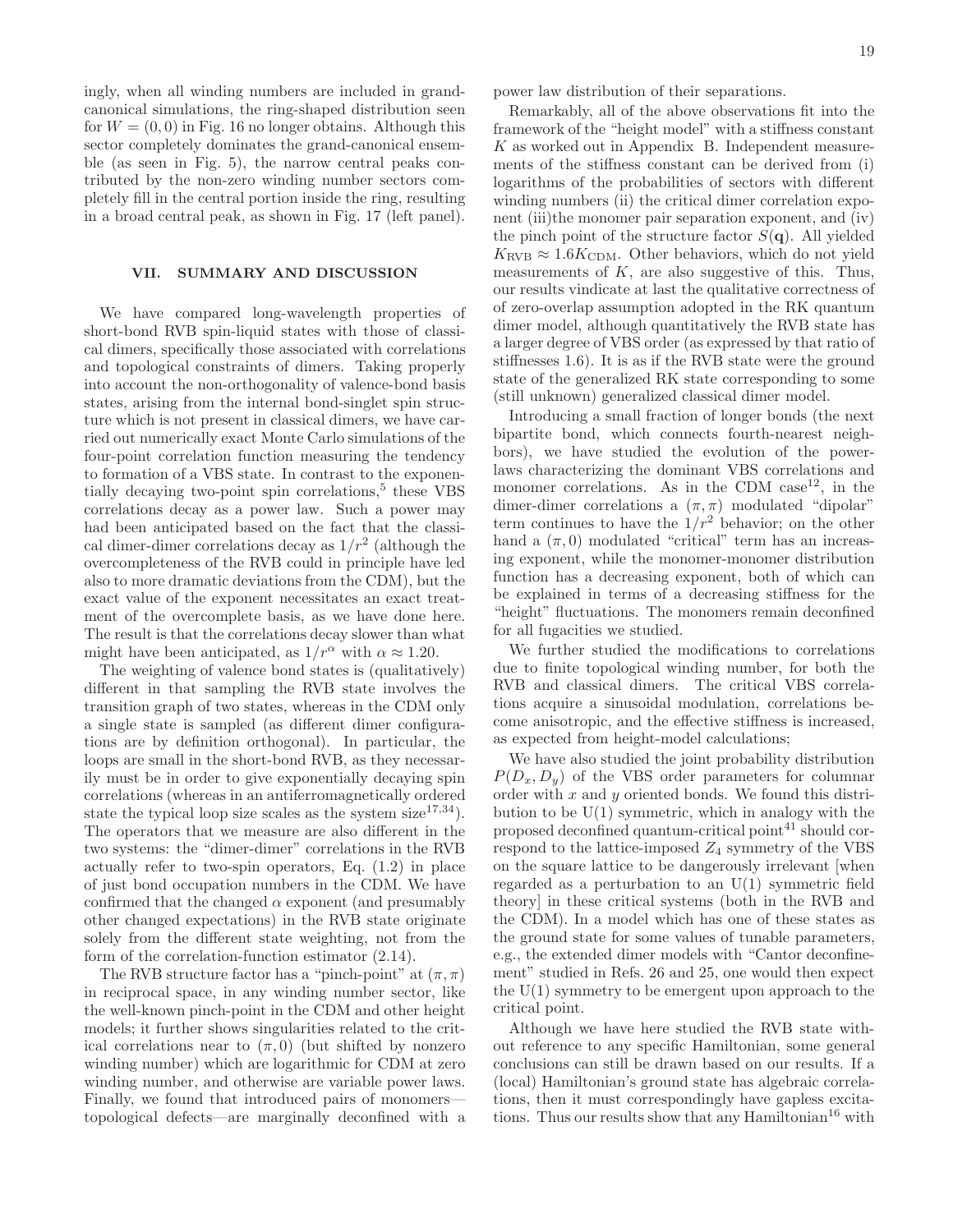ingly, when all winding numbers are included in grand-canonical simulations, the ring-shaped distribution seen for $W = (0, 0)$ in Fig. 16 no longer obtains. Although this sector completely dominates the grand-canonical ensemble (as seen in Fig. 5), the narrow central peaks contributed by the non-zero winding number sectors completely fill in the central portion inside the ring, resulting in a broad central peak, as shown in Fig. 17 (left panel).

## VII. SUMMARY AND DISCUSSION

We have compared long-wavelength properties of short-bond RVB spin-liquid states with those of classical dimers, specifically those associated with correlations and topological constraints of dimers. Taking properly into account the non-orthogonality of valence-bond basis states, arising from the internal bond-singlet spin structure which is not present in classical dimers, we have carried out numerically exact Monte Carlo simulations of the four-point correlation function measuring the tendency to formation of a VBS state. In contrast to the exponentially decaying two-point spin correlations,[5] these VBS correlations decay as a power law. Such a power may had been anticipated based on the fact that the classical dimer-dimer correlations decay as $1/r^2$ (although the overcompleteness of the RVB could in principle have led also to more dramatic deviations from the CDM), but the exact value of the exponent necessitates an exact treatment of the overcomplete basis, as we have done here. The result is that the correlations decay slower than what might have been anticipated, as $1/r^\alpha$ with $\alpha \approx 1.20$.

The weighting of valence bond states is (qualitatively) different in that sampling the RVB state involves the transition graph of two states, whereas in the CDM only a single state is sampled (as different dimer configurations are by definition orthogonal). In particular, the loops are small in the short-bond RVB, as they necessarily must be in order to give exponentially decaying spin correlations (whereas in an antiferromagnetically ordered state the typical loop size scales as the system size[17,34]). The operators that we measure are also different in the two systems: the "dimer-dimer" correlations in the RVB actually refer to two-spin operators, Eq. (1.2) in place of just bond occupation numbers in the CDM. We have confirmed that the changed $\alpha$ exponent (and presumably other changed expectations) in the RVB state originate solely from the different state weighting, not from the form of the correlation-function estimator (2.14).

The RVB structure factor has a "pinch-point" at $(\pi, \pi)$ in reciprocal space, in any winding number sector, like the well-known pinch-point in the CDM and other height models; it further shows singularities related to the critical correlations near to $(\pi, 0)$ (but shifted by nonzero winding number) which are logarithmic for CDM at zero winding number, and otherwise are variable power laws. Finally, we found that introduced pairs of monomers—topological defects—are marginally deconfined with a power law distribution of their separations.

Remarkably, all of the above observations fit into the framework of the "height model" with a stiffness constant $K$ as worked out in Appendix B. Independent measurements of the stiffness constant can be derived from (i) logarithms of the probabilities of sectors with different winding numbers (ii) the critical dimer correlation exponent (iii)the monomer pair separation exponent, and (iv) the pinch point of the structure factor $S(\mathbf{q})$. All yielded $K_{\rm RVB} \approx 1.6 K_{\rm CDM}$. Other behaviors, which do not yield measurements of $K$, are also suggestive of this. Thus, our results vindicate at last the qualitative correctness of of zero-overlap assumption adopted in the RK quantum dimer model, although quantitatively the RVB state has a larger degree of VBS order (as expressed by that ratio of stiffnesses 1.6). It is as if the RVB state were the ground state of the generalized RK state corresponding to some (still unknown) generalized classical dimer model.

Introducing a small fraction of longer bonds (the next bipartite bond, which connects fourth-nearest neighbors), we have studied the evolution of the power-laws characterizing the dominant VBS correlations and monomer correlations. As in the CDM case[12], in the dimer-dimer correlations a $(\pi, \pi)$ modulated "dipolar" term continues to have the $1/r^2$ behavior; on the other hand a $(\pi, 0)$ modulated "critical" term has an increasing exponent, while the monomer-monomer distribution function has a decreasing exponent, both of which can be explained in terms of a decreasing stiffness for the "height" fluctuations. The monomers remain deconfined for all fugacities we studied.

We further studied the modifications to correlations due to finite topological winding number, for both the RVB and classical dimers. The critical VBS correlations acquire a sinusoidal modulation, correlations become anisotropic, and the effective stiffness is increased, as expected from height-model calculations;

We have also studied the joint probability distribution $P(D_x, D_y)$ of the VBS order parameters for columnar order with $x$ and $y$ oriented bonds. We found this distribution to be U(1) symmetric, which in analogy with the proposed deconfined quantum-critical point[41] should correspond to the lattice-imposed $Z_4$ symmetry of the VBS on the square lattice to be dangerously irrelevant [when regarded as a perturbation to an U(1) symmetric field theory] in these critical systems (both in the RVB and the CDM). In a model which has one of these states as the ground state for some values of tunable parameters, e.g., the extended dimer models with "Cantor deconfinement" studied in Refs. 26 and 25, one would then expect the U(1) symmetry to be emergent upon approach to the critical point.

Although we have here studied the RVB state without reference to any specific Hamiltonian, some general conclusions can still be drawn based on our results. If a (local) Hamiltonian's ground state has algebraic correlations, then it must correspondingly have gapless excitations. Thus our results show that any Hamiltonian[16] with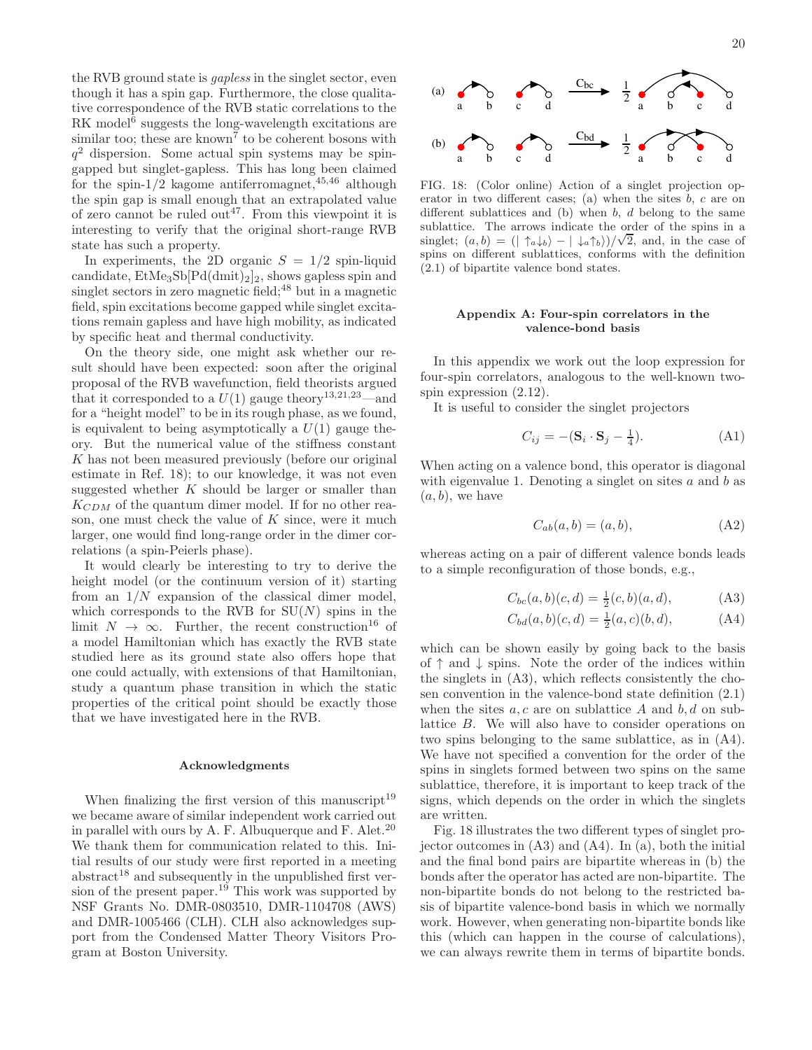the RVB ground state is *gapless* in the singlet sector, even though it has a spin gap. Furthermore, the close qualitative correspondence of the RVB static correlations to the RK model[6] suggests the long-wavelength excitations are similar too; these are known[7] to be coherent bosons with $q^2$ dispersion. Some actual spin systems may be spin-gapped but singlet-gapless. This has long been claimed for the spin-1/2 kagome antiferromagnet,[45,46] although the spin gap is small enough that an extrapolated value of zero cannot be ruled out[47]. From this viewpoint it is interesting to verify that the original short-range RVB state has such a property.

In experiments, the 2D organic $S = 1/2$ spin-liquid candidate, $\mathrm{EtMe_3Sb[Pd(dmit)_2]_2}$, shows gapless spin and singlet sectors in zero magnetic field;[48] but in a magnetic field, spin excitations become gapped while singlet excitations remain gapless and have high mobility, as indicated by specific heat and thermal conductivity.

On the theory side, one might ask whether our result should have been expected: soon after the original proposal of the RVB wavefunction, field theorists argued that it corresponded to a $U(1)$ gauge theory[13,21,23]—and for a "height model" to be in its rough phase, as we found, is equivalent to being asymptotically a $U(1)$ gauge theory. But the numerical value of the stiffness constant $K$ has not been measured previously (before our original estimate in Ref. 18); to our knowledge, it was not even suggested whether $K$ should be larger or smaller than $K_{CDM}$ of the quantum dimer model. If for no other reason, one must check the value of $K$ since, were it much larger, one would find long-range order in the dimer correlations (a spin-Peierls phase).

It would clearly be interesting to try to derive the height model (or the continuum version of it) starting from an $1/N$ expansion of the classical dimer model, which corresponds to the RVB for $\mathrm{SU}(N)$ spins in the limit $N \to \infty$. Further, the recent construction[16] of a model Hamiltonian which has exactly the RVB state studied here as its ground state also offers hope that one could actually, with extensions of that Hamiltonian, study a quantum phase transition in which the static properties of the critical point should be exactly those that we have investigated here in the RVB.

### Acknowledgments

When finalizing the first version of this manuscript[19] we became aware of similar independent work carried out in parallel with ours by A. F. Albuquerque and F. Alet.[20] We thank them for communication related to this. Initial results of our study were first reported in a meeting abstract[18] and subsequently in the unpublished first version of the present paper.[19] This work was supported by NSF Grants No. DMR-0803510, DMR-1104708 (AWS) and DMR-1005466 (CLH). CLH also acknowledges support from the Condensed Matter Theory Visitors Program at Boston University.

FIG. 18: (Color online) Action of a singlet projection operator in two different cases; (a) when the sites $b$, $c$ are on different sublattices and (b) when $b$, $d$ belong to the same sublattice. The arrows indicate the order of the spins in a singlet; $(a,b) = (|\uparrow_a\downarrow_b\rangle - |\downarrow_a\uparrow_b\rangle)/\sqrt{2}$, and, in the case of spins on different sublattices, conforms with the definition (2.1) of bipartite valence bond states.

### Appendix A: Four-spin correlators in the valence-bond basis

In this appendix we work out the loop expression for four-spin correlators, analogous to the well-known two-spin expression (2.12).

It is useful to consider the singlet projectors

$$C_{ij} = -(\mathbf{S}_i \cdot \mathbf{S}_j - \tfrac{1}{4}). \tag{A1}$$

When acting on a valence bond, this operator is diagonal with eigenvalue 1. Denoting a singlet on sites $a$ and $b$ as $(a,b)$, we have

$$C_{ab}(a,b) = (a,b), \tag{A2}$$

whereas acting on a pair of different valence bonds leads to a simple reconfiguration of those bonds, e.g.,

$$C_{bc}(a,b)(c,d) = \tfrac{1}{2}(c,b)(a,d), \tag{A3}$$

$$C_{bd}(a,b)(c,d) = \tfrac{1}{2}(a,c)(b,d), \tag{A4}$$

which can be shown easily by going back to the basis of $\uparrow$ and $\downarrow$ spins. Note the order of the indices within the singlets in (A3), which reflects consistently the chosen convention in the valence-bond state definition (2.1) when the sites $a, c$ are on sublattice $A$ and $b, d$ on sublattice $B$. We will also have to consider operations on two spins belonging to the same sublattice, as in (A4). We have not specified a convention for the order of the spins in singlets formed between two spins on the same sublattice, therefore, it is important to keep track of the signs, which depends on the order in which the singlets are written.

Fig. 18 illustrates the two different types of singlet projector outcomes in (A3) and (A4). In (a), both the initial and the final bond pairs are bipartite whereas in (b) the bonds after the operator has acted are non-bipartite. The non-bipartite bonds do not belong to the restricted basis of bipartite valence-bond basis in which we normally work. However, when generating non-bipartite bonds like this (which can happen in the course of calculations), we can always rewrite them in terms of bipartite bonds.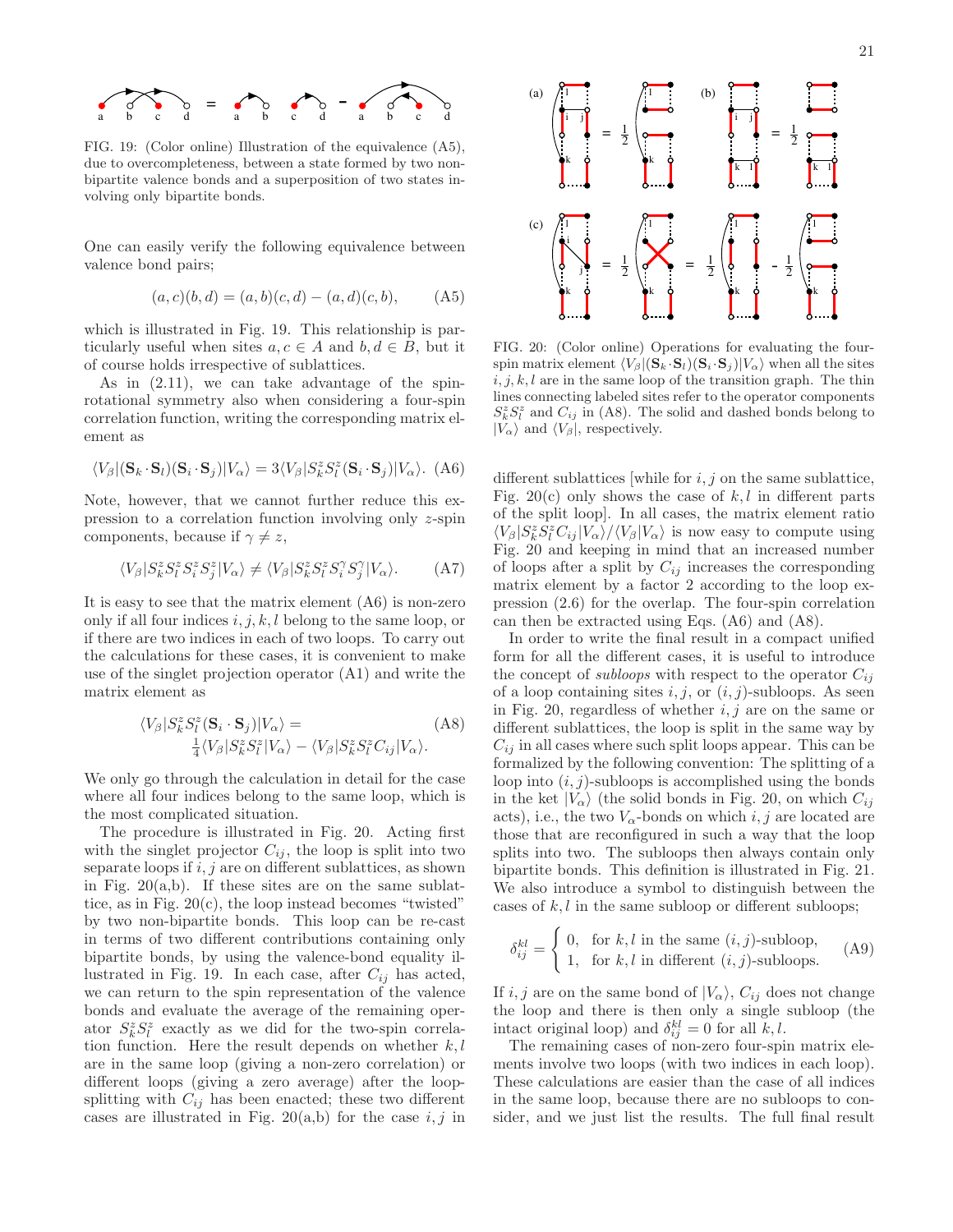FIG. 19: (Color online) Illustration of the equivalence (A5), due to overcompleteness, between a state formed by two non-bipartite valence bonds and a superposition of two states involving only bipartite bonds.

One can easily verify the following equivalence between valence bond pairs;

$$(a,c)(b,d) = (a,b)(c,d) - (a,d)(c,b), \qquad (A5)$$

which is illustrated in Fig. 19. This relationship is particularly useful when sites $a,c \in A$ and $b,d \in B$, but it of course holds irrespective of sublattices.

As in (2.11), we can take advantage of the spin-rotational symmetry also when considering a four-spin correlation function, writing the corresponding matrix element as

$$\langle V_\beta|(\mathbf{S}_k\cdot\mathbf{S}_l)(\mathbf{S}_i\cdot\mathbf{S}_j)|V_\alpha\rangle = 3\langle V_\beta|S^z_k S^z_l(\mathbf{S}_i\cdot\mathbf{S}_j)|V_\alpha\rangle. \quad (A6)$$

Note, however, that we cannot further reduce this expression to a correlation function involving only $z$-spin components, because if $\gamma \neq z$,

$$\langle V_\beta|S^z_k S^z_l S^z_i S^z_j|V_\alpha\rangle \neq \langle V_\beta|S^z_k S^z_l S^\gamma_i S^\gamma_j|V_\alpha\rangle. \qquad (A7)$$

It is easy to see that the matrix element (A6) is non-zero only if all four indices $i,j,k,l$ belong to the same loop, or if there are two indices in each of two loops. To carry out the calculations for these cases, it is convenient to make use of the singlet projection operator (A1) and write the matrix element as

$$\begin{aligned}\langle V_\beta|S^z_l S^z_l(\mathbf{S}_i\cdot\mathbf{S}_j)|V_\alpha\rangle &= \qquad (A8)\\ \tfrac{1}{4}\langle V_\beta|S^z_k S^z_l|V_\alpha\rangle &- \langle V_\beta|S^z_k S^z_l C_{ij}|V_\alpha\rangle.\end{aligned}$$

We only go through the calculation in detail for the case where all four indices belong to the same loop, which is the most complicated situation.

The procedure is illustrated in Fig. 20. Acting first with the singlet projector $C_{ij}$, the loop is split into two separate loops if $i,j$ are on different sublattices, as shown in Fig. 20(a,b). If these sites are on the same sublattice, as in Fig. 20(c), the loop instead becomes "twisted" by two non-bipartite bonds. This loop can be re-cast in terms of two different contributions containing only bipartite bonds, by using the valence-bond equality illustrated in Fig. 19. In each case, after $C_{ij}$ has acted, we can return to the spin representation of the valence bonds and evaluate the average of the remaining operator $S^z_k S^z_l$ exactly as we did for the two-spin correlation function. Here the result depends on whether $k,l$ are in the same loop (giving a non-zero correlation) or different loops (giving a zero average) after the loop-splitting with $C_{ij}$ has been enacted; these two different cases are illustrated in Fig. 20(a,b) for the case $i,j$ in different sublattices [while for $i,j$ on the same sublattice, Fig. 20(c) only shows the case of $k,l$ in different parts of the split loop]. In all cases, the matrix element ratio $\langle V_\beta|S^z_k S^z_l C_{ij}|V_\alpha\rangle/\langle V_\beta|V_\alpha\rangle$ is now easy to compute using Fig. 20 and keeping in mind that an increased number of loops after a split by $C_{ij}$ increases the corresponding matrix element by a factor 2 according to the loop expression (2.6) for the overlap. The four-spin correlation can then be extracted using Eqs. (A6) and (A8).

FIG. 20: (Color online) Operations for evaluating the four-spin matrix element $\langle V_\beta|(\mathbf{S}_k\cdot\mathbf{S}_l)(\mathbf{S}_i\cdot\mathbf{S}_j)|V_\alpha\rangle$ when all the sites $i,j,k,l$ are in the same loop of the transition graph. The thin lines connecting labeled sites refer to the operator components $S^z_k S^z_l$ and $C_{ij}$ in (A8). The solid and dashed bonds belong to $|V_\alpha\rangle$ and $\langle V_\beta|$, respectively.

In order to write the final result in a compact unified form for all the different cases, it is useful to introduce the concept of *subloops* with respect to the operator $C_{ij}$ of a loop containing sites $i,j$, or $(i,j)$-subloops. As seen in Fig. 20, regardless of whether $i,j$ are on the same or different sublattices, the loop is split in the same way by $C_{ij}$ in all cases where such split loops appear. This can be formalized by the following convention: The splitting of a loop into $(i,j)$-subloops is accomplished using the bonds in the ket $|V_\alpha\rangle$ (the solid bonds in Fig. 20, on which $C_{ij}$ acts), i.e., the two $V_\alpha$-bonds on which $i,j$ are located are those that are reconfigured in such a way that the loop splits into two. The subloops then always contain only bipartite bonds. This definition is illustrated in Fig. 21. We also introduce a symbol to distinguish between the cases of $k,l$ in the same subloop or different subloops;

$$\delta^{kl}_{ij} = \begin{cases} 0, & \text{for } k,l \text{ in the same } (i,j)\text{-subloop}, \\ 1, & \text{for } k,l \text{ in different } (i,j)\text{-subloops}. \end{cases} \qquad (A9)$$

If $i,j$ are on the same bond of $|V_\alpha\rangle$, $C_{ij}$ does not change the loop and there is then only a single subloop (the intact original loop) and $\delta^{kl}_{ij} = 0$ for all $k,l$.

The remaining cases of non-zero four-spin matrix elements involve two loops (with two indices in each loop). These calculations are easier than the case of all indices in the same loop, because there are no subloops to consider, and we just list the results. The full final result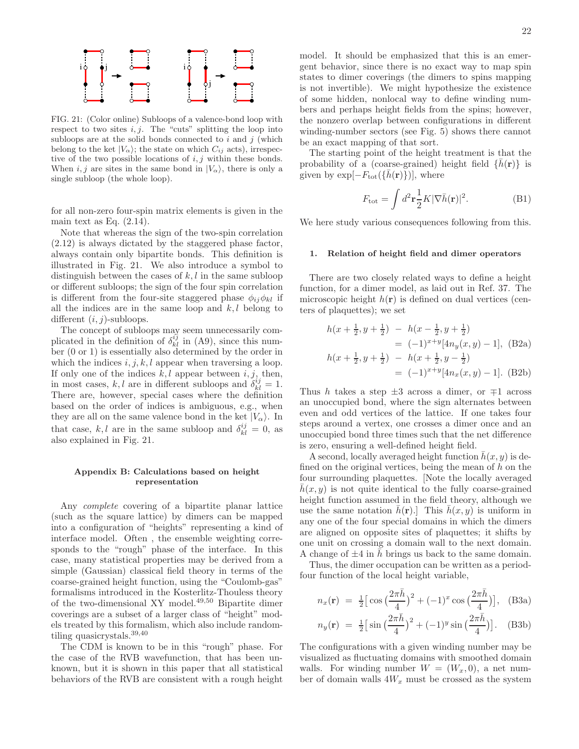FIG. 21: (Color online) Subloops of a valence-bond loop with respect to two sites $i, j$. The "cuts" splitting the loop into subloops are at the solid bonds connected to $i$ and $j$ (which belong to the ket $|V_\alpha\rangle$; the state on which $C_{ij}$ acts), irrespective of the two possible locations of $i, j$ within these bonds. When $i, j$ are sites in the same bond in $|V_\alpha\rangle$, there is only a single subloop (the whole loop).

for all non-zero four-spin matrix elements is given in the main text as Eq. (2.14).

Note that whereas the sign of the two-spin correlation (2.12) is always dictated by the staggered phase factor, always contain only bipartite bonds. This definition is illustrated in Fig. 21. We also introduce a symbol to distinguish between the cases of $k, l$ in the same subloop or different subloops; the sign of the four spin correlation is different from the four-site staggered phase $\phi_{ij}\phi_{kl}$ if all the indices are in the same loop and $k, l$ belong to different $(i, j)$-subloops.

The concept of subloops may seem unnecessarily complicated in the definition of $\delta^{ij}_{kl}$ in (A9), since this number (0 or 1) is essentially also determined by the order in which the indices $i, j, k, l$ appear when traversing a loop. If only one of the indices $k, l$ appear between $i, j$, then, in most cases, $k, l$ are in different subloops and $\delta^{ij}_{kl} = 1$. There are, however, special cases where the definition based on the order of indices is ambiguous, e.g., when they are all on the same valence bond in the ket $|V_\alpha\rangle$. In that case, $k, l$ are in the same subloop and $\delta^{ij}_{kl} = 0$, as also explained in Fig. 21.

## Appendix B: Calculations based on height representation

Any *complete* covering of a bipartite planar lattice (such as the square lattice) by dimers can be mapped into a configuration of "heights" representing a kind of interface model. Often , the ensemble weighting corresponds to the "rough" phase of the interface. In this case, many statistical properties may be derived from a simple (Gaussian) classical field theory in terms of the coarse-grained height function, using the "Coulomb-gas" formalisms introduced in the Kosterlitz-Thouless theory of the two-dimensional XY model.[49,50] Bipartite dimer coverings are a subset of a larger class of "height" models treated by this formalism, which also include random-tiling quasicrystals.[39,40]

The CDM is known to be in this "rough" phase. For the case of the RVB wavefunction, that has been unknown, but it is shown in this paper that all statistical behaviors of the RVB are consistent with a rough height model. It should be emphasized that this is an emergent behavior, since there is no exact way to map spin states to dimer coverings (the dimers to spins mapping is not invertible). We might hypothesize the existence of some hidden, nonlocal way to define winding numbers and perhaps height fields from the spins; however, the nonzero overlap between configurations in different winding-number sectors (see Fig. 5) shows there cannot be an exact mapping of that sort.

The starting point of the height treatment is that the probability of a (coarse-grained) height field $\{\bar{h}(\mathbf{r})\}$ is given by $\exp[-F_{\rm tot}(\{\bar{h}(\mathbf{r})\})]$, where

$$F_{\rm tot} = \int d^2\mathbf{r} \frac{1}{2} K |\nabla \bar{h}(\mathbf{r})|^2. \tag{B1}$$

We here study various consequences following from this.

### 1. Relation of height field and dimer operators

There are two closely related ways to define a height function, for a dimer model, as laid out in Ref. 37. The microscopic height $h(\mathbf{r})$ is defined on dual vertices (centers of plaquettes); we set

$$\begin{aligned} h(x+\tfrac{1}{2}, y+\tfrac{1}{2}) &- h(x-\tfrac{1}{2}, y+\tfrac{1}{2}) \\ &= (-1)^{x+y}[4n_y(x,y) - 1], \quad \text{(B2a)} \\ h(x+\tfrac{1}{2}, y+\tfrac{1}{2}) &- h(x+\tfrac{1}{2}, y-\tfrac{1}{2}) \\ &= (-1)^{x+y}[4n_x(x,y) - 1]. \quad \text{(B2b)} \end{aligned}$$

Thus $h$ takes a step $\pm 3$ across a dimer, or $\mp 1$ across an unoccupied bond, where the sign alternates between even and odd vertices of the lattice. If one takes four steps around a vertex, one crosses a dimer once and an unoccupied bond three times such that the net difference is zero, ensuring a well-defined height field.

A second, locally averaged height function $\bar{h}(x, y)$ is defined on the original vertices, being the mean of $h$ on the four surrounding plaquettes. [Note the locally averaged $\bar{h}(x, y)$ is not quite identical to the fully coarse-grained height function assumed in the field theory, although we use the same notation $\bar{h}(\mathbf{r})$.] This $\bar{h}(x, y)$ is uniform in any one of the four special domains in which the dimers are aligned on opposite sites of plaquettes; it shifts by one unit on crossing a domain wall to the next domain. A change of $\pm 4$ in $\bar{h}$ brings us back to the same domain.

Thus, the dimer occupation can be written as a period-four function of the local height variable,

$$\begin{aligned} n_x(\mathbf{r}) &= \tfrac{1}{2}\big[\cos\big(\frac{2\pi\bar{h}}{4}\big)^2 + (-1)^x \cos\big(\frac{2\pi\bar{h}}{4}\big)\big], \quad \text{(B3a)} \\ n_y(\mathbf{r}) &= \tfrac{1}{2}\big[\sin\big(\frac{2\pi\bar{h}}{4}\big)^2 + (-1)^y \sin\big(\frac{2\pi\bar{h}}{4}\big)\big]. \quad \text{(B3b)} \end{aligned}$$

The configurations with a given winding number may be visualized as fluctuating domains with smoothed domain walls. For winding number $W = (W_x, 0)$, a net number of domain walls $4W_x$ must be crossed as the system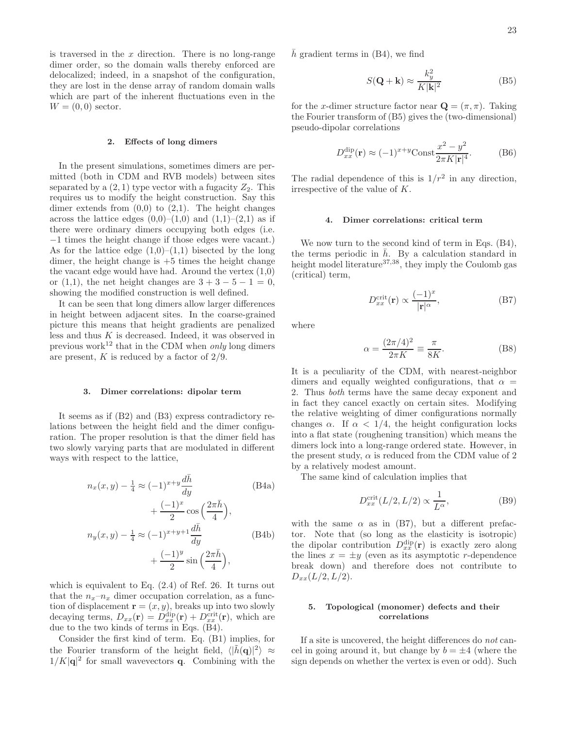is traversed in the $x$ direction. There is no long-range dimer order, so the domain walls thereby enforced are delocalized; indeed, in a snapshot of the configuration, they are lost in the dense array of random domain walls which are part of the inherent fluctuations even in the $W = (0, 0)$ sector.

#### 2. Effects of long dimers

In the present simulations, sometimes dimers are permitted (both in CDM and RVB models) between sites separated by a $(2, 1)$ type vector with a fugacity $Z_2$. This requires us to modify the height construction. Say this dimer extends from $(0,0)$ to $(2,1)$. The height changes across the lattice edges $(0,0)$–$(1,0)$ and $(1,1)$–$(2,1)$ as if there were ordinary dimers occupying both edges (i.e. $-1$ times the height change if those edges were vacant.) As for the lattice edge $(1,0)$–$(1,1)$ bisected by the long dimer, the height change is $+5$ times the height change the vacant edge would have had. Around the vertex $(1,0)$ or $(1,1)$, the net height changes are $3 + 3 - 5 - 1 = 0$, showing the modified construction is well defined.

It can be seen that long dimers allow larger differences in height between adjacent sites. In the coarse-grained picture this means that height gradients are penalized less and thus $K$ is decreased. Indeed, it was observed in previous work[12] that in the CDM when *only* long dimers are present, $K$ is reduced by a factor of $2/9$.

#### 3. Dimer correlations: dipolar term

It seems as if (B2) and (B3) express contradictory relations between the height field and the dimer configuration. The proper resolution is that the dimer field has two slowly varying parts that are modulated in different ways with respect to the lattice,

$$n_x(x, y) - \tfrac{1}{4} \approx (-1)^{x+y} \frac{d\bar{h}}{dy} + \frac{(-1)^x}{2} \cos\Big(\frac{2\pi\bar{h}}{4}\Big), \tag{B4a}$$

$$n_y(x, y) - \tfrac{1}{4} \approx (-1)^{x+y+1} \frac{d\bar{h}}{dy} + \frac{(-1)^y}{2} \sin\Big(\frac{2\pi\bar{h}}{4}\Big), \tag{B4b}$$

which is equivalent to Eq. (2.4) of Ref. 26. It turns out that the $n_x$–$n_x$ dimer occupation correlation, as a function of displacement $\mathbf{r} = (x, y)$, breaks up into two slowly decaying terms, $D_{xx}(\mathbf{r}) = D^{\rm dip}_{xx}(\mathbf{r}) + D^{\rm crit}_{xx}(\mathbf{r})$, which are due to the two kinds of terms in Eqs. (B4).

Consider the first kind of term. Eq. (B1) implies, for the Fourier transform of the height field, $\langle|\tilde{h}(\mathbf{q})|^2\rangle \approx 1/K|\mathbf{q}|^2$ for small wavevectors $\mathbf{q}$. Combining with the $\bar{h}$ gradient terms in (B4), we find

$$S(\mathbf{Q} + \mathbf{k}) \approx \frac{k_y^2}{K|\mathbf{k}|^2} \tag{B5}$$

for the $x$-dimer structure factor near $\mathbf{Q} = (\pi, \pi)$. Taking the Fourier transform of (B5) gives the (two-dimensional) pseudo-dipolar correlations

$$D^{\rm dip}_{xx}(\mathbf{r}) \approx (-1)^{x+y} {\rm Const} \frac{x^2 - y^2}{2\pi K |\mathbf{r}|^4}. \tag{B6}$$

The radial dependence of this is $1/r^2$ in any direction, irrespective of the value of $K$.

#### 4. Dimer correlations: critical term

We now turn to the second kind of term in Eqs. (B4), the terms periodic in $\bar{h}$. By a calculation standard in height model literature[37,38], they imply the Coulomb gas (critical) term,

$$D^{\rm crit}_{xx}(\mathbf{r}) \propto \frac{(-1)^x}{|\mathbf{r}|^\alpha}, \tag{B7}$$

where

$$\alpha = \frac{(2\pi/4)^2}{2\pi K} \equiv \frac{\pi}{8K}. \tag{B8}$$

It is a peculiarity of the CDM, with nearest-neighbor dimers and equally weighted configurations, that $\alpha = 2$. Thus *both* terms have the same decay exponent and in fact they cancel exactly on certain sites. Modifying the relative weighting of dimer configurations normally changes $\alpha$. If $\alpha < 1/4$, the height configuration locks into a flat state (roughening transition) which means the dimers lock into a long-range ordered state. However, in the present study, $\alpha$ is reduced from the CDM value of 2 by a relatively modest amount.

The same kind of calculation implies that

$$D^{\rm crit}_{xx}(L/2, L/2) \propto \frac{1}{L^\alpha}, \tag{B9}$$

with the same $\alpha$ as in (B7), but a different prefactor. Note that (so long as the elasticity is isotropic) the dipolar contribution $D^{\rm dip}_{xx}(\mathbf{r})$ is exactly zero along the lines $x = \pm y$ (even as its asymptotic $r$-dependence break down) and therefore does not contribute to $D_{xx}(L/2, L/2)$.

#### 5. Topological (monomer) defects and their correlations

If a site is uncovered, the height differences do *not* cancel in going around it, but change by $b = \pm 4$ (where the sign depends on whether the vertex is even or odd). Such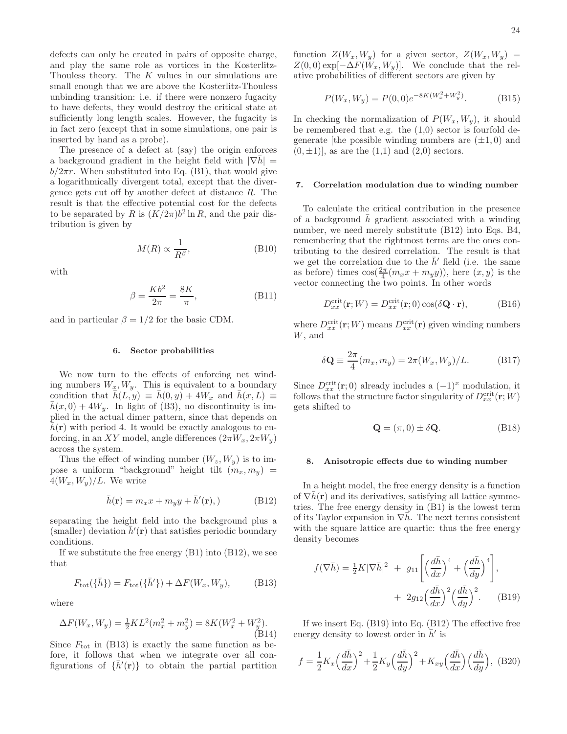defects can only be created in pairs of opposite charge, and play the same role as vortices in the Kosterlitz-Thouless theory. The $K$ values in our simulations are small enough that we are above the Kosterlitz-Thouless unbinding transition: i.e. if there were nonzero fugacity to have defects, they would destroy the critical state at sufficiently long length scales. However, the fugacity is in fact zero (except that in some simulations, one pair is inserted by hand as a probe).

The presence of a defect at (say) the origin enforces a background gradient in the height field with $|\nabla\bar{h}| = b/2\pi r$. When substituted into Eq. (B1), that would give a logarithmically divergent total, except that the divergence gets cut off by another defect at distance $R$. The result is that the effective potential cost for the defects to be separated by $R$ is $(K/2\pi)b^2 \ln R$, and the pair distribution is given by

$$M(R) \propto \frac{1}{R^\beta}, \tag{B10}$$

with

$$\beta = \frac{Kb^2}{2\pi} = \frac{8K}{\pi}, \tag{B11}$$

and in particular $\beta = 1/2$ for the basic CDM.

#### 6. Sector probabilities

We now turn to the effects of enforcing net winding numbers $W_x, W_y$. This is equivalent to a boundary condition that $\bar{h}(L,y) \equiv \bar{h}(0,y) + 4W_x$ and $\bar{h}(x,L) \equiv \bar{h}(x,0) + 4W_y$. In light of (B3), no discontinuity is implied in the actual dimer pattern, since that depends on $\bar{h}(\mathbf{r})$ with period 4. It would be exactly analogous to enforcing, in an $XY$ model, angle differences $(2\pi W_x, 2\pi W_y)$ across the system.

Thus the effect of winding number $(W_z, W_y)$ is to impose a uniform "background" height tilt $(m_x, m_y) = 4(W_x, W_y)/L$. We write

$$\bar{h}(\mathbf{r}) = m_x x + m_y y + \bar{h}'(\mathbf{r}),) \tag{B12}$$

separating the height field into the background plus a (smaller) deviation $\bar{h}'(\mathbf{r})$ that satisfies periodic boundary conditions.

If we substitute the free energy (B1) into (B12), we see that

$$F_{\rm tot}(\{\bar{h}\}) = F_{\rm tot}(\{\bar{h}'\}) + \Delta F(W_x, W_y), \tag{B13}$$

where

$$\Delta F(W_x, W_y) = \tfrac{1}{2} K L^2 (m_x^2 + m_y^2) = 8K(W_x^2 + W_y^2). \tag{B14}$$

Since $F_{\rm tot}$ in (B13) is exactly the same function as before, it follows that when we integrate over all configurations of $\{\bar{h}'(\mathbf{r})\}$ to obtain the partial partition function $Z(W_x, W_y)$ for a given sector, $Z(W_x, W_y) = Z(0,0)\exp[-\Delta F(W_x, W_y)]$. We conclude that the relative probabilities of different sectors are given by

$$P(W_x, W_y) = P(0,0) e^{-8K(W_x^2 + W_y^2)}. \tag{B15}$$

In checking the normalization of $P(W_x, W_y)$, it should be remembered that e.g. the (1,0) sector is fourfold degenerate [the possible winding numbers are $(\pm 1, 0)$ and $(0, \pm 1)$], as are the (1,1) and (2,0) sectors.

#### 7. Correlation modulation due to winding number

To calculate the critical contribution in the presence of a background $\bar{h}$ gradient associated with a winding number, we need merely substitute (B12) into Eqs. B4, remembering that the rightmost terms are the ones contributing to the desired correlation. The result is that we get the correlation due to the $\bar{h}'$ field (i.e. the same as before) times $\cos(\frac{2\pi}{4}(m_x x + m_y y))$, here $(x, y)$ is the vector connecting the two points. In other words

$$D^{\rm crit}_{xx}(\mathbf{r}; W) = D^{\rm crit}_{xx}(\mathbf{r}; 0)\cos(\delta\mathbf{Q}\cdot\mathbf{r}), \tag{B16}$$

where $D^{\rm crit}_{xx}(\mathbf{r}; W)$ means $D^{\rm crit}_{xx}(\mathbf{r})$ given winding numbers $W$, and

$$\delta\mathbf{Q} \equiv \frac{2\pi}{4}(m_x, m_y) = 2\pi(W_x, W_y)/L. \tag{B17}$$

Since $D^{\rm crit}_{xx}(\mathbf{r}; 0)$ already includes a $(-1)^x$ modulation, it follows that the structure factor singularity of $D^{\rm crit}_{xx}(\mathbf{r}; W)$ gets shifted to

$$\mathbf{Q} = (\pi, 0) \pm \delta\mathbf{Q}. \tag{B18}$$

#### 8. Anisotropic effects due to winding number

In a height model, the free energy density is a function of $\nabla\bar{h}(\mathbf{r})$ and its derivatives, satisfying all lattice symmetries. The free energy density in (B1) is the lowest term of its Taylor expansion in $\nabla\bar{h}$. The next terms consistent with the square lattice are quartic: thus the free energy density becomes

$$f(\nabla\bar{h}) = \tfrac{1}{2}K|\nabla\bar{h}|^2 \; + \; g_{11}\left[\Big(\frac{d\bar{h}}{dx}\Big)^4 + \Big(\frac{d\bar{h}}{dy}\Big)^4\right] + \; 2g_{12}\Big(\frac{d\bar{h}}{dx}\Big)^2\Big(\frac{d\bar{h}}{dy}\Big)^2. \tag{B19}$$

If we insert Eq. (B19) into Eq. (B12) The effective free energy density to lowest order in $\bar{h}'$ is

$$f = \frac{1}{2}K_x\Big(\frac{d\bar{h}}{dx}\Big)^2 + \frac{1}{2}K_y\Big(\frac{d\bar{h}}{dy}\Big)^2 + K_{xy}\Big(\frac{d\bar{h}}{dx}\Big)\Big(\frac{d\bar{h}}{dy}\Big), \tag{B20}$$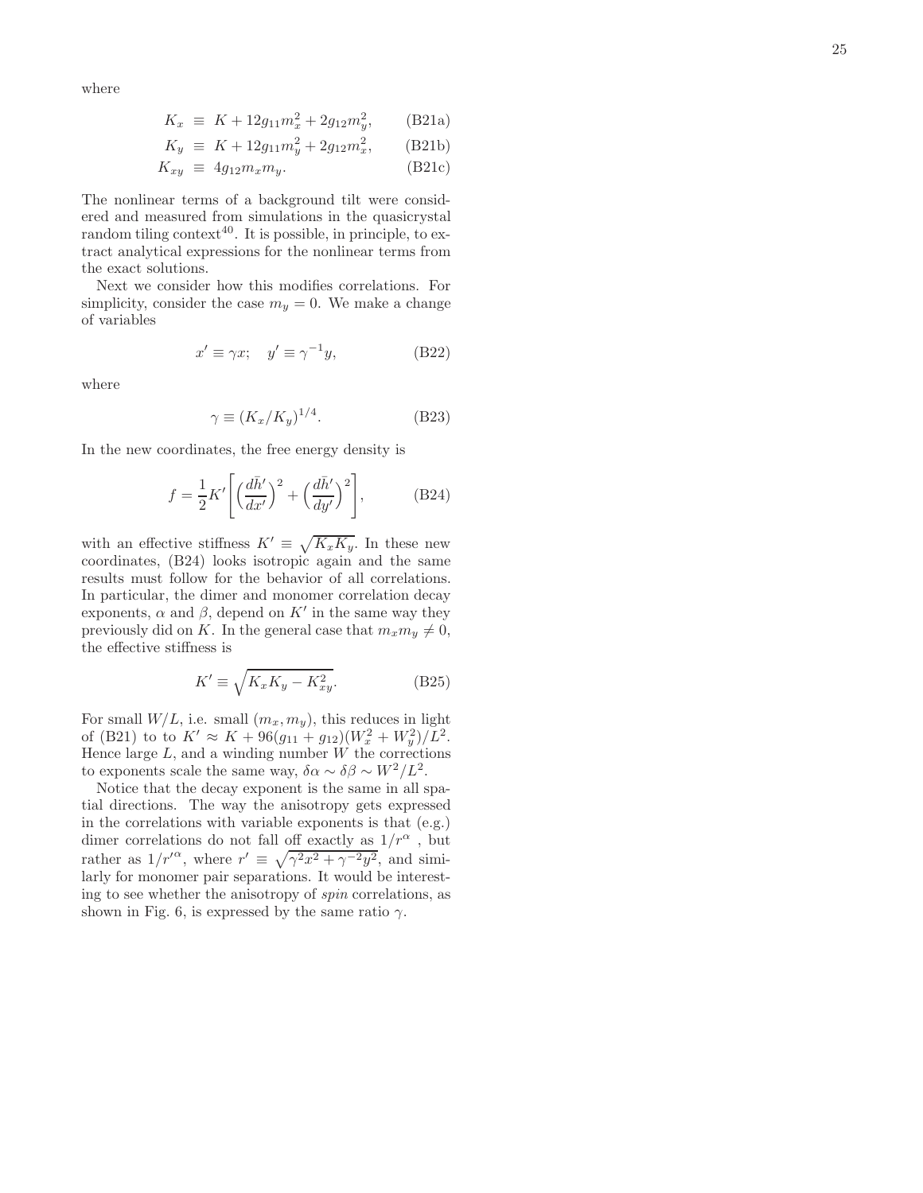where

$$K_x \equiv K + 12 g_{11} m_x^2 + 2 g_{12} m_y^2, \qquad \text{(B21a)}$$

$$K_y \equiv K + 12 g_{11} m_y^2 + 2 g_{12} m_x^2, \qquad \text{(B21b)}$$

$$K_{xy} \equiv 4 g_{12} m_x m_y. \qquad \text{(B21c)}$$

The nonlinear terms of a background tilt were considered and measured from simulations in the quasicrystal random tiling context[40]. It is possible, in principle, to extract analytical expressions for the nonlinear terms from the exact solutions.

Next we consider how this modifies correlations. For simplicity, consider the case $m_y = 0$. We make a change of variables

$$x' \equiv \gamma x; \quad y' \equiv \gamma^{-1} y, \qquad \text{(B22)}$$

where

$$\gamma \equiv (K_x/K_y)^{1/4}. \qquad \text{(B23)}$$

In the new coordinates, the free energy density is

$$f = \frac{1}{2} K' \left[ \left( \frac{d\bar{h}'}{dx'} \right)^2 + \left( \frac{d\bar{h}'}{dy'} \right)^2 \right], \qquad \text{(B24)}$$

with an effective stiffness $K' \equiv \sqrt{K_x K_y}$. In these new coordinates, (B24) looks isotropic again and the same results must follow for the behavior of all correlations. In particular, the dimer and monomer correlation decay exponents, $\alpha$ and $\beta$, depend on $K'$ in the same way they previously did on $K$. In the general case that $m_x m_y \neq 0$, the effective stiffness is

$$K' \equiv \sqrt{K_x K_y - K_{xy}^2}. \qquad \text{(B25)}$$

For small $W/L$, i.e. small $(m_x, m_y)$, this reduces in light of (B21) to to $K' \approx K + 96(g_{11} + g_{12})(W_x^2 + W_y^2)/L^2$. Hence large $L$, and a winding number $W$ the corrections to exponents scale the same way, $\delta\alpha \sim \delta\beta \sim W^2/L^2$.

Notice that the decay exponent is the same in all spatial directions. The way the anisotropy gets expressed in the correlations with variable exponents is that (e.g.) dimer correlations do not fall off exactly as $1/r^{\alpha}$ , but rather as $1/r'^{\alpha}$, where $r' \equiv \sqrt{\gamma^2 x^2 + \gamma^{-2} y^2}$, and similarly for monomer pair separations. It would be interesting to see whether the anisotropy of *spin* correlations, as shown in Fig. 6, is expressed by the same ratio $\gamma$.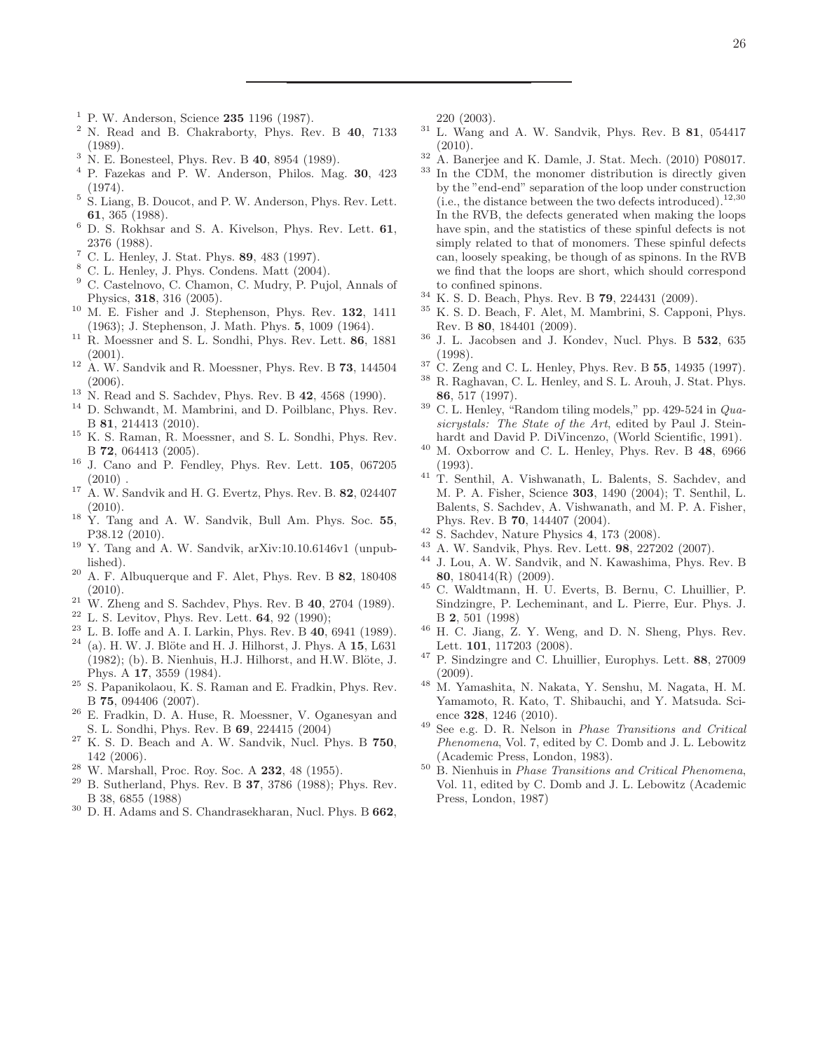1. P. W. Anderson, Science **235** 1196 (1987).
2. N. Read and B. Chakraborty, Phys. Rev. B **40**, 7133 (1989).
3. N. E. Bonesteel, Phys. Rev. B **40**, 8954 (1989).
4. P. Fazekas and P. W. Anderson, Philos. Mag. **30**, 423 (1974).
5. S. Liang, B. Doucot, and P. W. Anderson, Phys. Rev. Lett. **61**, 365 (1988).
6. D. S. Rokhsar and S. A. Kivelson, Phys. Rev. Lett. **61**, 2376 (1988).
7. C. L. Henley, J. Stat. Phys. **89**, 483 (1997).
8. C. L. Henley, J. Phys. Condens. Matt (2004).
9. C. Castelnovo, C. Chamon, C. Mudry, P. Pujol, Annals of Physics, **318**, 316 (2005).
10. M. E. Fisher and J. Stephenson, Phys. Rev. **132**, 1411 (1963); J. Stephenson, J. Math. Phys. **5**, 1009 (1964).
11. R. Moessner and S. L. Sondhi, Phys. Rev. Lett. **86**, 1881 (2001).
12. A. W. Sandvik and R. Moessner, Phys. Rev. B **73**, 144504 (2006).
13. N. Read and S. Sachdev, Phys. Rev. B **42**, 4568 (1990).
14. D. Schwandt, M. Mambrini, and D. Poilblanc, Phys. Rev. B **81**, 214413 (2010).
15. K. S. Raman, R. Moessner, and S. L. Sondhi, Phys. Rev. B **72**, 064413 (2005).
16. J. Cano and P. Fendley, Phys. Rev. Lett. **105**, 067205 (2010) .
17. A. W. Sandvik and H. G. Evertz, Phys. Rev. B. **82**, 024407 (2010).
18. Y. Tang and A. W. Sandvik, Bull Am. Phys. Soc. **55**, P38.12 (2010).
19. Y. Tang and A. W. Sandvik, arXiv:10.10.6146v1 (unpublished).
20. A. F. Albuquerque and F. Alet, Phys. Rev. B **82**, 180408 (2010).
21. W. Zheng and S. Sachdev, Phys. Rev. B **40**, 2704 (1989).
22. L. S. Levitov, Phys. Rev. Lett. **64**, 92 (1990);
23. L. B. Ioffe and A. I. Larkin, Phys. Rev. B **40**, 6941 (1989).
24. (a). H. W. J. Blöte and H. J. Hilhorst, J. Phys. A **15**, L631 (1982); (b). B. Nienhuis, H.J. Hilhorst, and H.W. Blöte, J. Phys. A **17**, 3559 (1984).
25. S. Papanikolaou, K. S. Raman and E. Fradkin, Phys. Rev. B **75**, 094406 (2007).
26. E. Fradkin, D. A. Huse, R. Moessner, V. Oganesyan and S. L. Sondhi, Phys. Rev. B **69**, 224415 (2004)
27. K. S. D. Beach and A. W. Sandvik, Nucl. Phys. B **750**, 142 (2006).
28. W. Marshall, Proc. Roy. Soc. A **232**, 48 (1955).
29. B. Sutherland, Phys. Rev. B **37**, 3786 (1988); Phys. Rev. B 38, 6855 (1988)
30. D. H. Adams and S. Chandrasekharan, Nucl. Phys. B **662**, 220 (2003).
31. L. Wang and A. W. Sandvik, Phys. Rev. B **81**, 054417 (2010).
32. A. Banerjee and K. Damle, J. Stat. Mech. (2010) P08017.
33. In the CDM, the monomer distribution is directly given by the "end-end" separation of the loop under construction (i.e., the distance between the two defects introduced).[12,30] In the RVB, the defects generated when making the loops have spin, and the statistics of these spinful defects is not simply related to that of monomers. These spinful defects can, loosely speaking, be though of as spinons. In the RVB we find that the loops are short, which should correspond to confined spinons.
34. K. S. D. Beach, Phys. Rev. B **79**, 224431 (2009).
35. K. S. D. Beach, F. Alet, M. Mambrini, S. Capponi, Phys. Rev. B **80**, 184401 (2009).
36. J. L. Jacobsen and J. Kondev, Nucl. Phys. B **532**, 635 (1998).
37. C. Zeng and C. L. Henley, Phys. Rev. B **55**, 14935 (1997).
38. R. Raghavan, C. L. Henley, and S. L. Arouh, J. Stat. Phys. **86**, 517 (1997).
39. C. L. Henley, "Random tiling models," pp. 429-524 in *Quasicrystals: The State of the Art*, edited by Paul J. Steinhardt and David P. DiVincenzo, (World Scientific, 1991).
40. M. Oxborrow and C. L. Henley, Phys. Rev. B **48**, 6966 (1993).
41. T. Senthil, A. Vishwanath, L. Balents, S. Sachdev, and M. P. A. Fisher, Science **303**, 1490 (2004); T. Senthil, L. Balents, S. Sachdev, A. Vishwanath, and M. P. A. Fisher, Phys. Rev. B **70**, 144407 (2004).
42. S. Sachdev, Nature Physics **4**, 173 (2008).
43. A. W. Sandvik, Phys. Rev. Lett. **98**, 227202 (2007).
44. J. Lou, A. W. Sandvik, and N. Kawashima, Phys. Rev. B **80**, 180414(R) (2009).
45. C. Waldtmann, H. U. Everts, B. Bernu, C. Lhuillier, P. Sindzingre, P. Lecheminant, and L. Pierre, Eur. Phys. J. B **2**, 501 (1998)
46. H. C. Jiang, Z. Y. Weng, and D. N. Sheng, Phys. Rev. Lett. **101**, 117203 (2008).
47. P. Sindzingre and C. Lhuillier, Europhys. Lett. **88**, 27009 (2009).
48. M. Yamashita, N. Nakata, Y. Senshu, M. Nagata, H. M. Yamamoto, R. Kato, T. Shibauchi, and Y. Matsuda. Science **328**, 1246 (2010).
49. See e.g. D. R. Nelson in *Phase Transitions and Critical Phenomena*, Vol. 7, edited by C. Domb and J. L. Lebowitz (Academic Press, London, 1983).
50. B. Nienhuis in *Phase Transitions and Critical Phenomena*, Vol. 11, edited by C. Domb and J. L. Lebowitz (Academic Press, London, 1987)